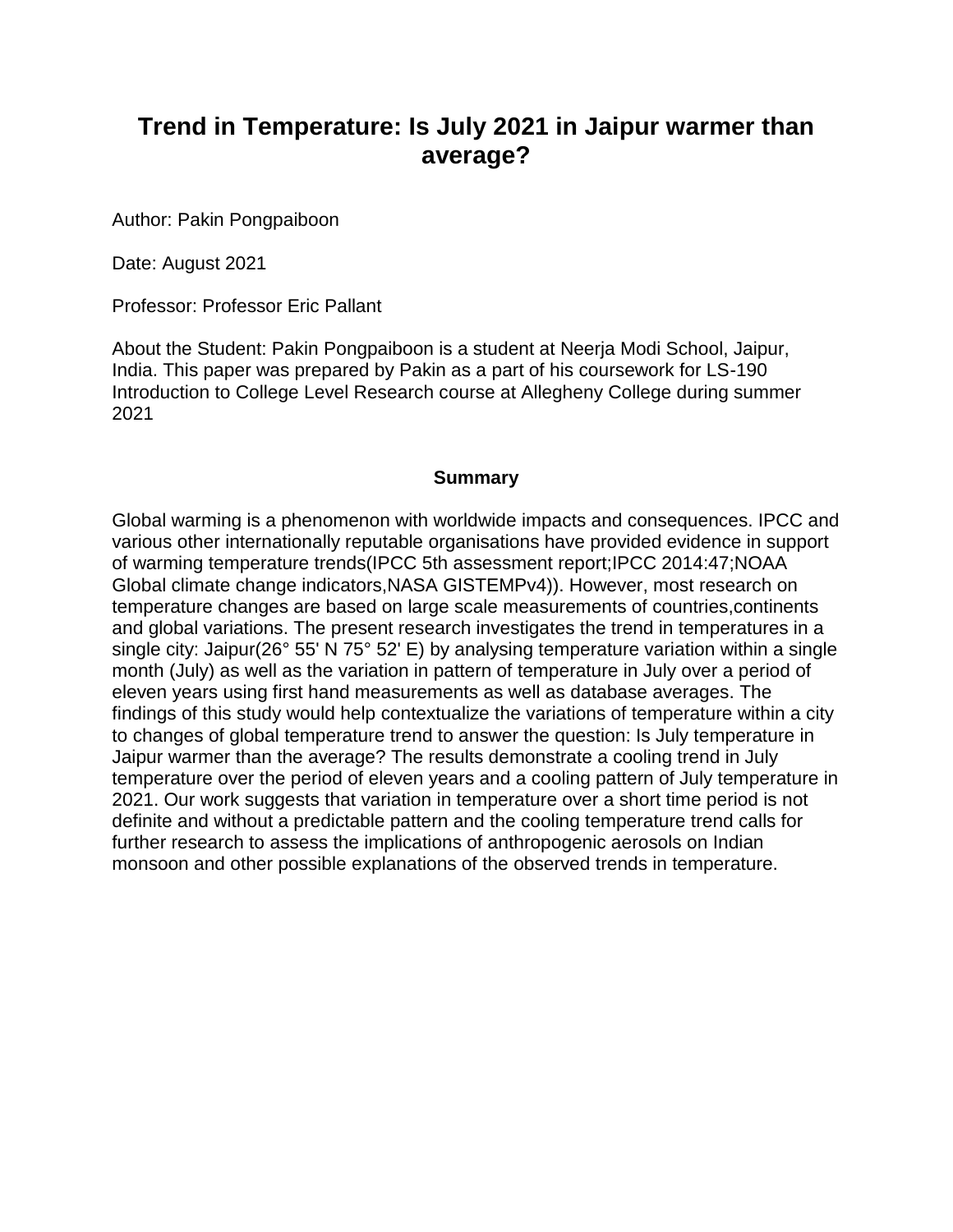# Trend in Temperature: Is July 2021 in Jaipur warmer than average?

Author: Pakin Pongpaiboon

Date: August 2021

Professor: Professor Eric Pallant

About the Student: Pakin Pongpaiboon is a student at Neerja Modi School, Jaipur, India. This paper was prepared by Pakin as a part of his coursework for LS-190 Introduction to College Level Research course at Allegheny College during summer 2021

### Summary

Global warming is a phenomenon with worldwide impacts and consequences. IPCC and various other internationally reputable organisations have provided evidence in support of warming temperature trends(IPCC 5th assessment report;IPCC 2014:47;NOAA Global climate change indicators,NASA GISTEMPv4)). However, most research on temperature changes are based on large scale measurements of countries,continents and global variations. The present research investigates the trend in temperatures in a single city: Jaipur(26° 55' N 75° 52' E) by analysing temperature variation within a single month (July) as well as the variation in pattern of temperature in July over a period of eleven years using first hand measurements as well as database averages. The findings of this study would help contextualize the variations of temperature within a city to changes of global temperature trend to answer the question: Is July temperature in Jaipur warmer than the average? The results demonstrate a cooling trend in July temperature over the period of eleven years and a cooling pattern of July temperature in 2021. Our work suggests that variation in temperature over a short time period is not definite and without a predictable pattern and the cooling temperature trend calls for further research to assess the implications of anthropogenic aerosols on Indian monsoon and other possible explanations of the observed trends in temperature.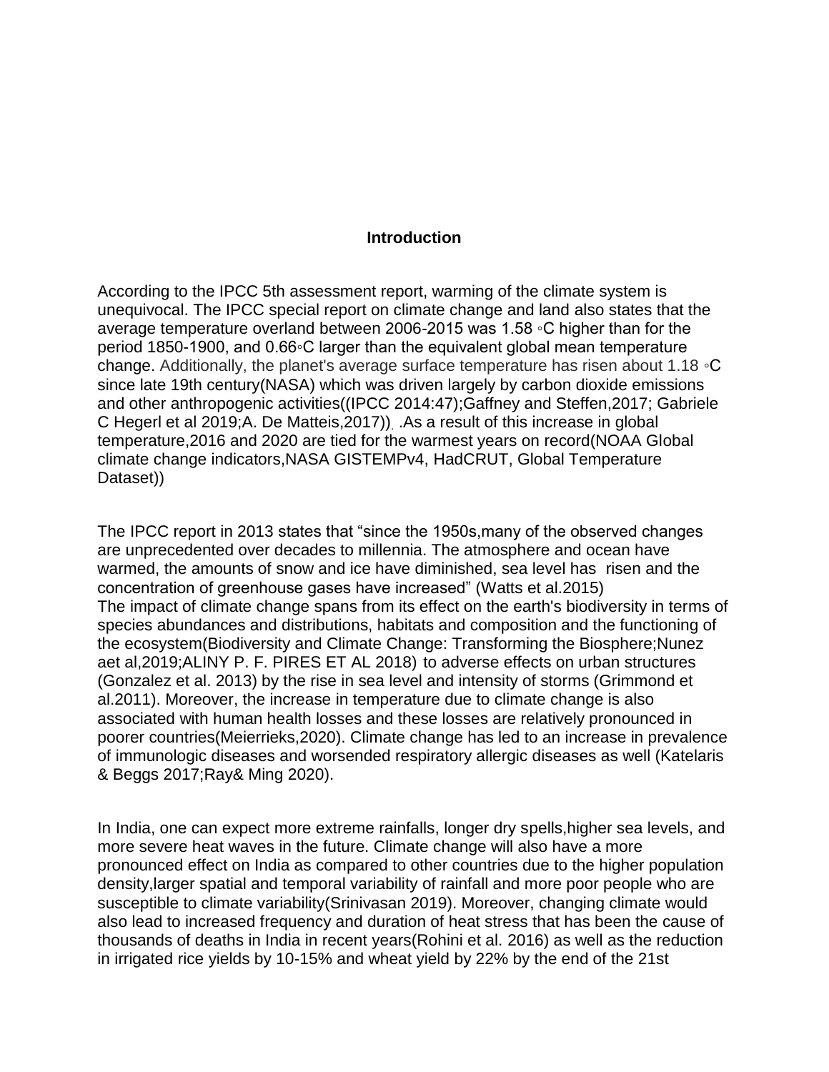## Introduction

According to the IPCC 5th assessment report, warming of the climate system is unequivocal. The IPCC special report on climate change and land also states that the average temperature overland between 2006-2015 was 1.58 ◦C higher than for the period 1850-1900, and 0.66◦C larger than the equivalent global mean temperature change. Additionally, the planet's average surface temperature has risen about 1.18 ◦C since late 19th century(NASA) which was driven largely by carbon dioxide emissions and other anthropogenic activities((IPCC 2014:47);Gaffney and Steffen,2017; Gabriele C Hegerl et al 2019;A. De Matteis,2017)). .As a result of this increase in global temperature,2016 and 2020 are tied for the warmest years on record(NOAA Global climate change indicators,NASA GISTEMPv4, HadCRUT, Global Temperature Dataset))

The IPCC report in 2013 states that “since the 1950s,many of the observed changes are unprecedented over decades to millennia. The atmosphere and ocean have warmed, the amounts of snow and ice have diminished, sea level has risen and the concentration of greenhouse gases have increased” (Watts et al.2015)
The impact of climate change spans from its effect on the earth's biodiversity in terms of species abundances and distributions, habitats and composition and the functioning of the ecosystem(Biodiversity and Climate Change: Transforming the Biosphere;Nunez aet al,2019;ALINY P. F. PIRES ET AL 2018) to adverse effects on urban structures (Gonzalez et al. 2013) by the rise in sea level and intensity of storms (Grimmond et al.2011). Moreover, the increase in temperature due to climate change is also associated with human health losses and these losses are relatively pronounced in poorer countries(Meierrieks,2020). Climate change has led to an increase in prevalence of immunologic diseases and worsended respiratory allergic diseases as well (Katelaris & Beggs 2017;Ray& Ming 2020).

In India, one can expect more extreme rainfalls, longer dry spells,higher sea levels, and more severe heat waves in the future. Climate change will also have a more pronounced effect on India as compared to other countries due to the higher population density,larger spatial and temporal variability of rainfall and more poor people who are susceptible to climate variability(Srinivasan 2019). Moreover, changing climate would also lead to increased frequency and duration of heat stress that has been the cause of thousands of deaths in India in recent years(Rohini et al. 2016) as well as the reduction in irrigated rice yields by 10-15% and wheat yield by 22% by the end of the 21st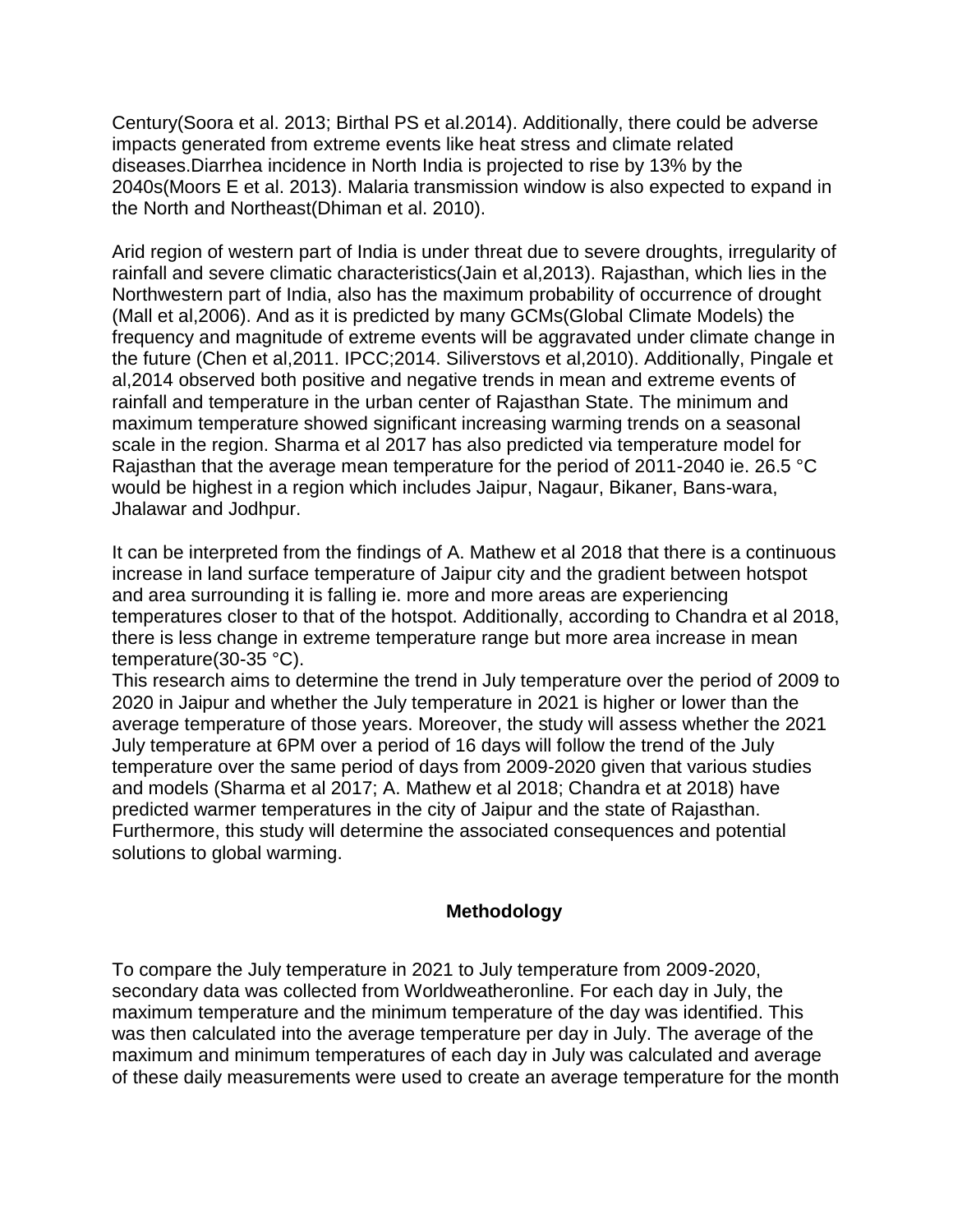Century(Soora et al. 2013; Birthal PS et al.2014). Additionally, there could be adverse impacts generated from extreme events like heat stress and climate related diseases.Diarrhea incidence in North India is projected to rise by 13% by the 2040s(Moors E et al. 2013). Malaria transmission window is also expected to expand in the North and Northeast(Dhiman et al. 2010).

Arid region of western part of India is under threat due to severe droughts, irregularity of rainfall and severe climatic characteristics(Jain et al,2013). Rajasthan, which lies in the Northwestern part of India, also has the maximum probability of occurrence of drought (Mall et al,2006). And as it is predicted by many GCMs(Global Climate Models) the frequency and magnitude of extreme events will be aggravated under climate change in the future (Chen et al,2011. IPCC;2014. Siliverstovs et al,2010). Additionally, Pingale et al,2014 observed both positive and negative trends in mean and extreme events of rainfall and temperature in the urban center of Rajasthan State. The minimum and maximum temperature showed significant increasing warming trends on a seasonal scale in the region. Sharma et al 2017 has also predicted via temperature model for Rajasthan that the average mean temperature for the period of 2011-2040 ie. 26.5 °C would be highest in a region which includes Jaipur, Nagaur, Bikaner, Bans-wara, Jhalawar and Jodhpur.

It can be interpreted from the findings of A. Mathew et al 2018 that there is a continuous increase in land surface temperature of Jaipur city and the gradient between hotspot and area surrounding it is falling ie. more and more areas are experiencing temperatures closer to that of the hotspot. Additionally, according to Chandra et al 2018, there is less change in extreme temperature range but more area increase in mean temperature(30-35 °C).

This research aims to determine the trend in July temperature over the period of 2009 to 2020 in Jaipur and whether the July temperature in 2021 is higher or lower than the average temperature of those years. Moreover, the study will assess whether the 2021 July temperature at 6PM over a period of 16 days will follow the trend of the July temperature over the same period of days from 2009-2020 given that various studies and models (Sharma et al 2017; A. Mathew et al 2018; Chandra et at 2018) have predicted warmer temperatures in the city of Jaipur and the state of Rajasthan. Furthermore, this study will determine the associated consequences and potential solutions to global warming.

## Methodology

To compare the July temperature in 2021 to July temperature from 2009-2020, secondary data was collected from Worldweatheronline. For each day in July, the maximum temperature and the minimum temperature of the day was identified. This was then calculated into the average temperature per day in July. The average of the maximum and minimum temperatures of each day in July was calculated and average of these daily measurements were used to create an average temperature for the month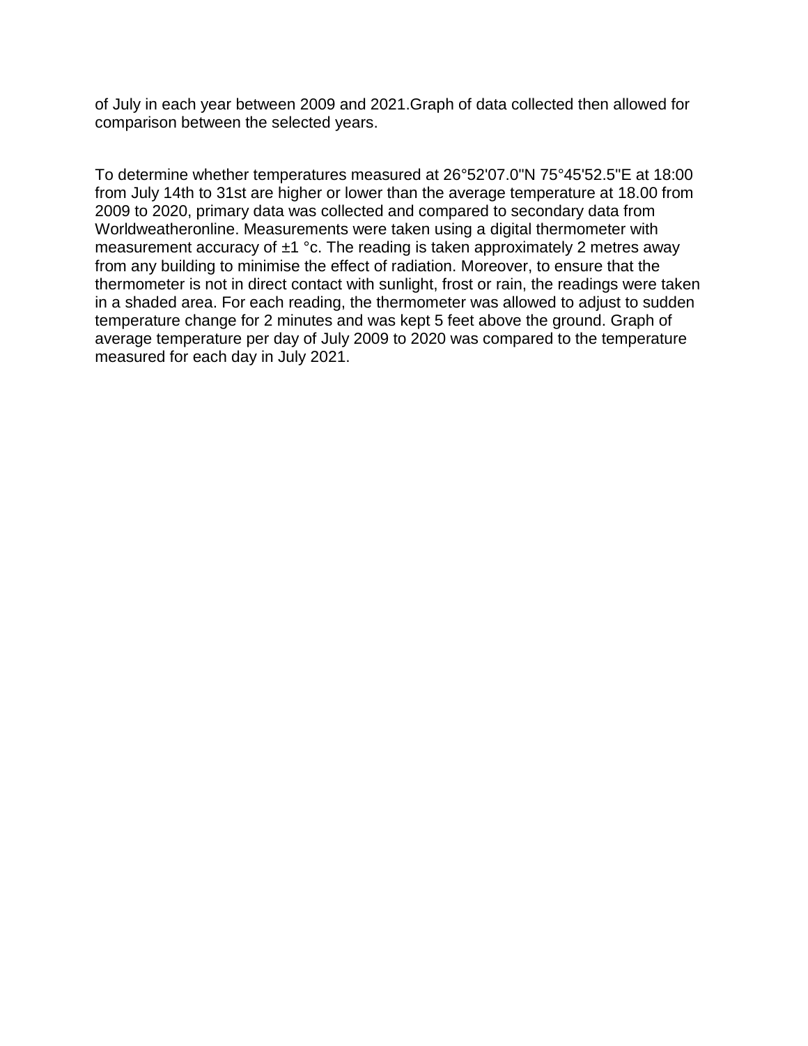of July in each year between 2009 and 2021.Graph of data collected then allowed for comparison between the selected years.

To determine whether temperatures measured at 26°52'07.0"N 75°45'52.5"E at 18:00 from July 14th to 31st are higher or lower than the average temperature at 18.00 from 2009 to 2020, primary data was collected and compared to secondary data from Worldweatheronline. Measurements were taken using a digital thermometer with measurement accuracy of ±1 °c. The reading is taken approximately 2 metres away from any building to minimise the effect of radiation. Moreover, to ensure that the thermometer is not in direct contact with sunlight, frost or rain, the readings were taken in a shaded area. For each reading, the thermometer was allowed to adjust to sudden temperature change for 2 minutes and was kept 5 feet above the ground. Graph of average temperature per day of July 2009 to 2020 was compared to the temperature measured for each day in July 2021.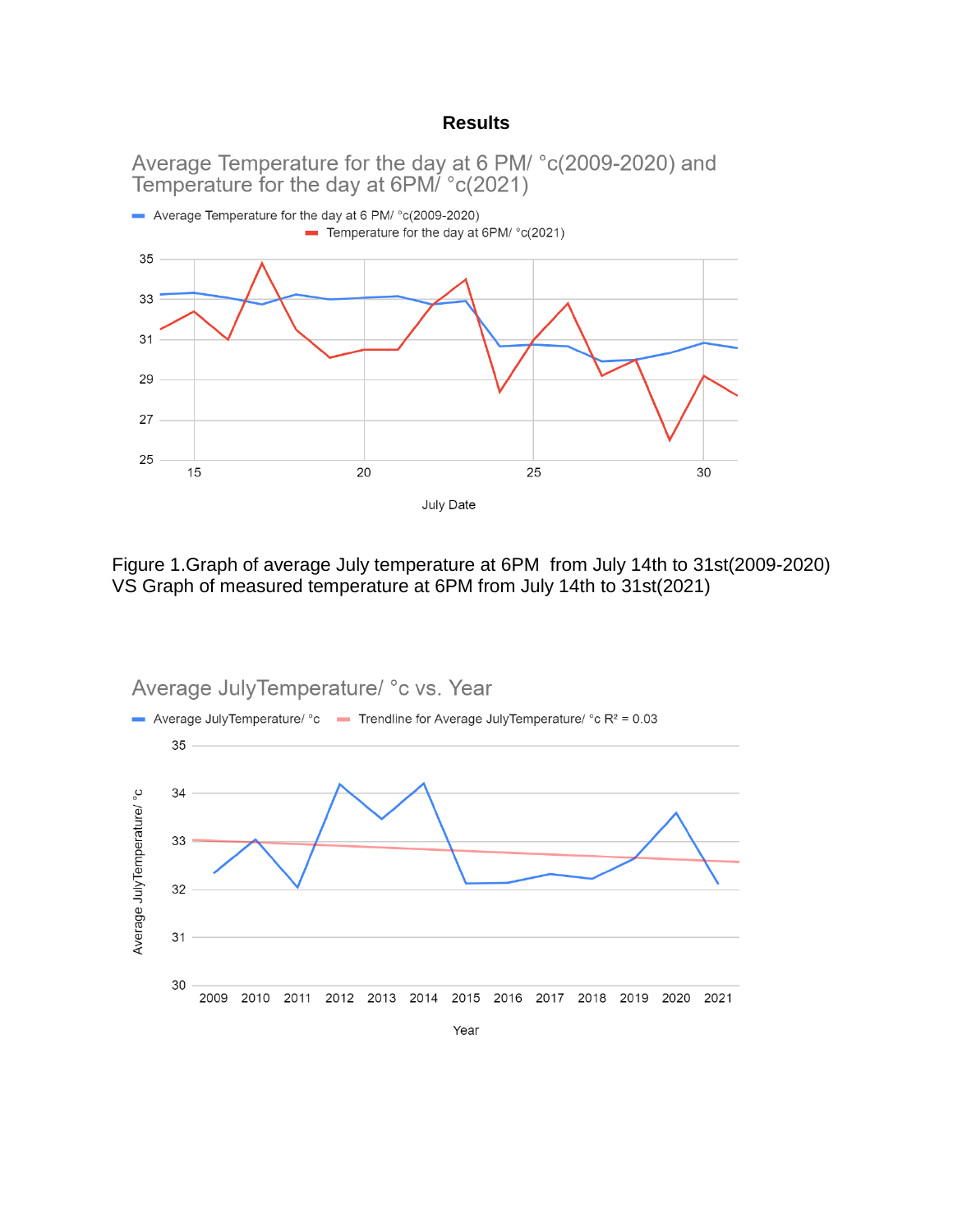**Results**

Average Temperature for the day at 6 PM/ °c(2009-2020) and Temperature for the day at 6PM/ °c(2021)

Average Temperature for the day at 6 PM/ °c(2009-2020)

Temperature for the day at 6PM/ °c(2021)

35
33
31
29
27
25

15 20 25 30

July Date

Figure 1.Graph of average July temperature at 6PM from July 14th to 31st(2009-2020) VS Graph of measured temperature at 6PM from July 14th to 31st(2021)

Average JulyTemperature/ °c vs. Year

Average JulyTemperature/ °c

Trendline for Average JulyTemperature/ °c $R^2$ = 0.03

Average JulyTemperature/ °c

35
34
33
32
31
30

2009 2010 2011 2012 2013 2014 2015 2016 2017 2018 2019 2020 2021

Year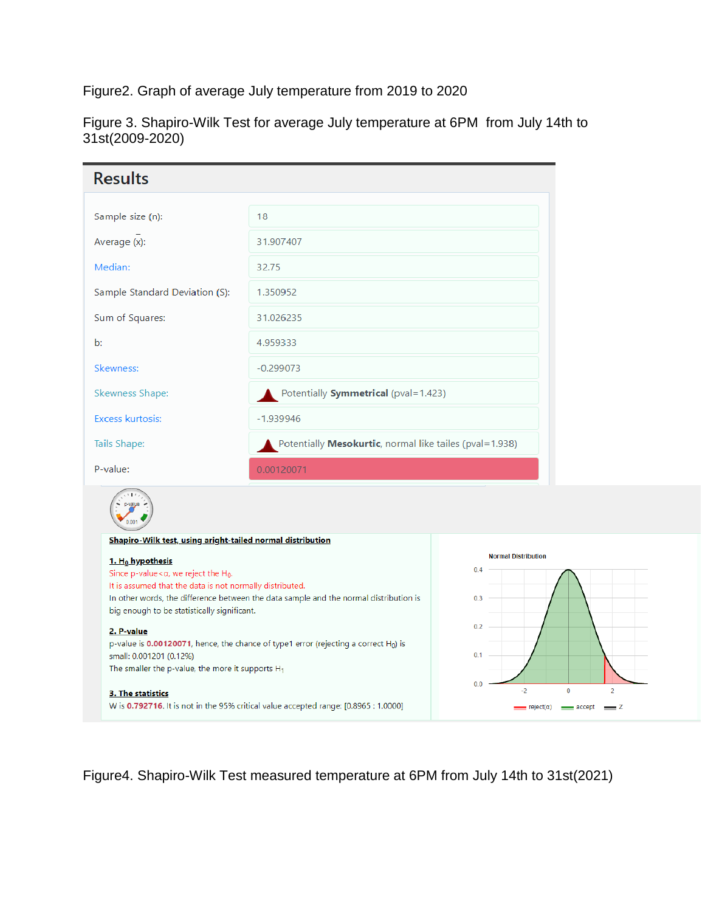Figure2. Graph of average July temperature from 2019 to 2020

Figure 3. Shapiro-Wilk Test for average July temperature at 6PM from July 14th to 31st(2009-2020)

## Results

| | |
|---|---|
| Sample size (n): | 18 |
| Average ($\bar{x}$): | 31.907407 |
| Median: | 32.75 |
| Sample Standard Deviation (S): | 1.350952 |
| Sum of Squares: | 31.026235 |
| b: | 4.959333 |
| Skewness: | -0.299073 |
| Skewness Shape: | Potentially **Symmetrical** (pval=1.423) |
| Excess kurtosis: | -1.939946 |
| Tails Shape: | Potentially **Mesokurtic**, normal like tailes (pval=1.938) |
| P-value: | 0.00120071 |

p-value
0.001

**Shapiro-Wilk test, using aright-tailed normal distribution**

**1. $H_0$ hypothesis**

Since p-value<α, we reject the $H_0$.
It is assumed that the data is not normally distributed.
In other words, the difference between the data sample and the normal distribution is big enough to be statistically significant.

**2. P-value**

p-value is **0.00120071**, hence, the chance of type1 error (rejecting a correct $H_0$) is small: 0.001201 (0.12%)
The smaller the p-value, the more it supports $H_1$

**3. The statistics**

W is **0.792716**. It is not in the 95% critical value accepted range: [0.8965 : 1.0000]

Normal Distribution
0.4
0.3
0.2
0.1
0.0
-2
0
2
reject(α) accept Z

Figure4. Shapiro-Wilk Test measured temperature at 6PM from July 14th to 31st(2021)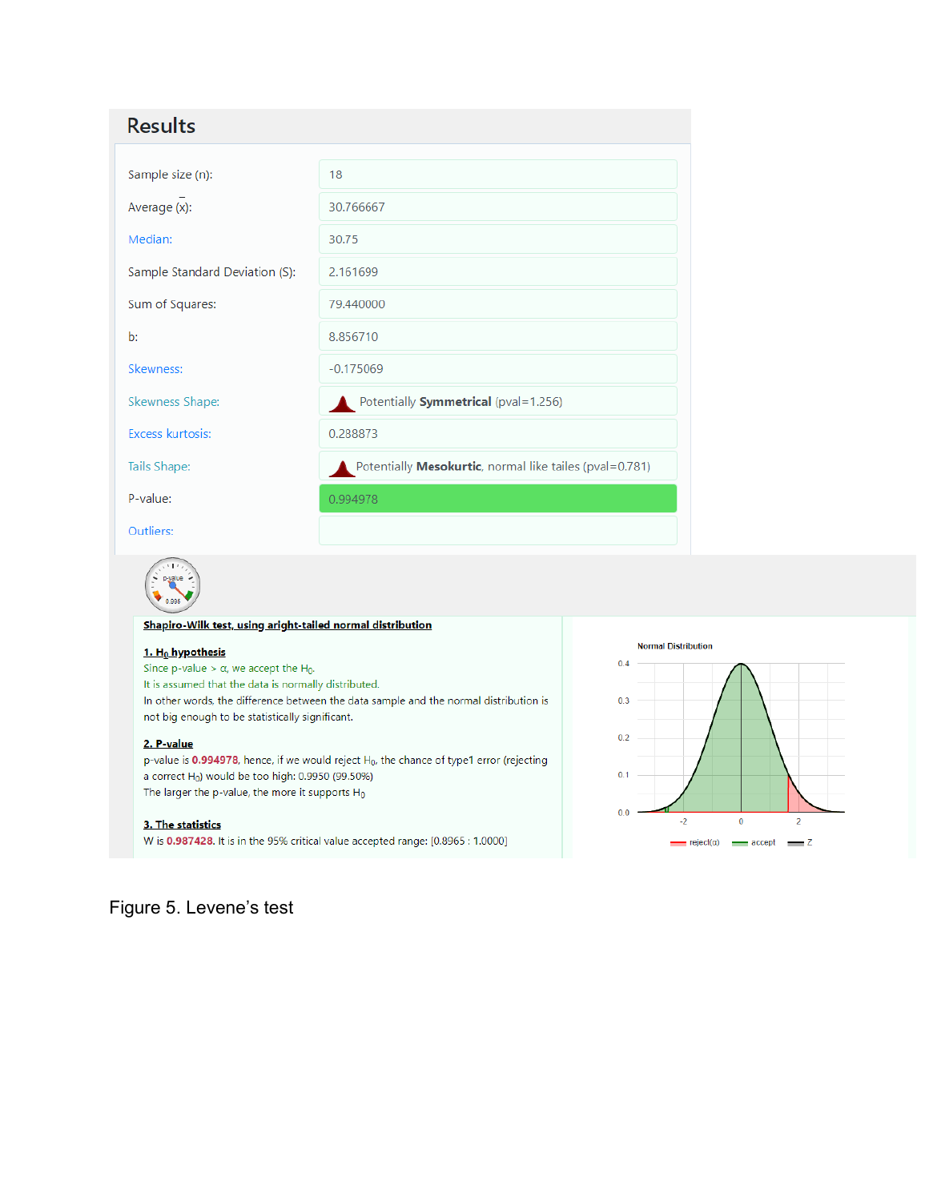## Results

| | |
|---|---|
| Sample size (n): | 18 |
| Average ($\bar{x}$): | 30.766667 |
| Median: | 30.75 |
| Sample Standard Deviation (S): | 2.161699 |
| Sum of Squares: | 79.440000 |
| b: | 8.856710 |
| Skewness: | -0.175069 |
| Skewness Shape: | Potentially **Symmetrical** (pval=1.256) |
| Excess kurtosis: | 0.288873 |
| Tails Shape: | Potentially **Mesokurtic**, normal like tailes (pval=0.781) |
| P-value: | 0.994978 |
| Outliers: | |

p-value
0.995

**Shapiro-Wilk test, using aright-tailed normal distribution**

**1. $H_0$ hypothesis**

Since p-value > α, we accept the $H_0$.

It is assumed that the data is normally distributed.

In other words, the difference between the data sample and the normal distribution is not big enough to be statistically significant.

**2. P-value**

p-value is **0.994978**, hence, if we would reject $H_0$, the chance of type1 error (rejecting a correct $H_0$) would be too high: 0.9950 (99.50%)

The larger the p-value, the more it supports $H_0$

**3. The statistics**

W is **0.987428**. It is in the 95% critical value accepted range: [0.8965 : 1.0000]

Normal Distribution

0.4
0.3
0.2
0.1
0.0
-2
0
2
reject(α)
accept
Z

Figure 5. Levene's test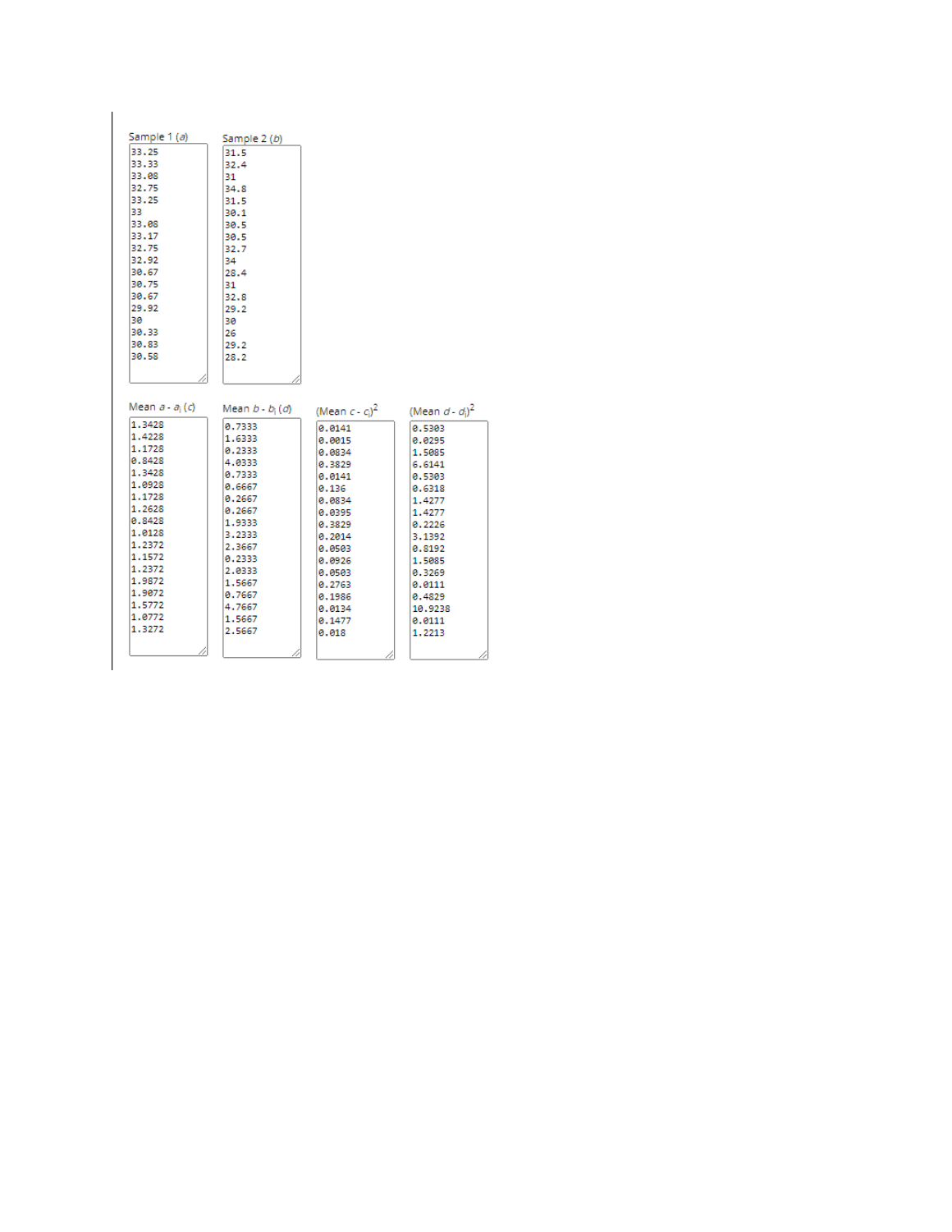| Sample 1 ($a$) | Sample 2 ($b$) |
|---|---|
| 33.25 | 31.5 |
| 33.33 | 32.4 |
| 33.08 | 31 |
| 32.75 | 34.8 |
| 33.25 | 31.5 |
| 33 | 30.1 |
| 33.08 | 30.5 |
| 33.17 | 30.5 |
| 32.75 | 32.7 |
| 32.92 | 34 |
| 30.67 | 28.4 |
| 30.75 | 31 |
| 30.67 | 32.8 |
| 29.92 | 29.2 |
| 30 | 30 |
| 30.33 | 26 |
| 30.83 | 29.2 |
| 30.58 | 28.2 |

| Mean $a$ - $a_i$ ($c$) | Mean $b$ - $b_i$ ($d$) | (Mean $c$ - $c_i$)$^2$ | (Mean $d$ - $d_i$)$^2$ |
|---|---|---|---|
| 1.3428 | 0.7333 | 0.0141 | 0.5303 |
| 1.4228 | 1.6333 | 0.0015 | 0.0295 |
| 1.1728 | 0.2333 | 0.0834 | 1.5085 |
| 0.8428 | 4.0333 | 0.3829 | 6.6141 |
| 1.3428 | 0.7333 | 0.0141 | 0.5303 |
| 1.0928 | 0.6667 | 0.136 | 0.6318 |
| 1.1728 | 0.2667 | 0.0834 | 1.4277 |
| 1.2628 | 0.2667 | 0.0395 | 1.4277 |
| 0.8428 | 0.2667 | 0.3829 | 0.2226 |
| 1.0128 | 1.9333 | 0.2014 | 3.1392 |
| 1.2372 | 3.2333 | 0.0503 | 0.8192 |
| 1.1572 | 2.3667 | 0.0926 | 1.5085 |
| 1.2372 | 0.2333 | 0.0503 | 0.3269 |
| 1.9872 | 2.0333 | 0.2763 | 0.0111 |
| 1.9072 | 1.5667 | 0.1986 | 0.4829 |
| 1.5772 | 0.7667 | 0.0134 | 10.9238 |
| 1.0772 | 4.7667 | 0.1477 | 0.0111 |
| 1.3272 | 1.5667 | 0.018 | 1.2213 |
|  | 2.5667 |  |  |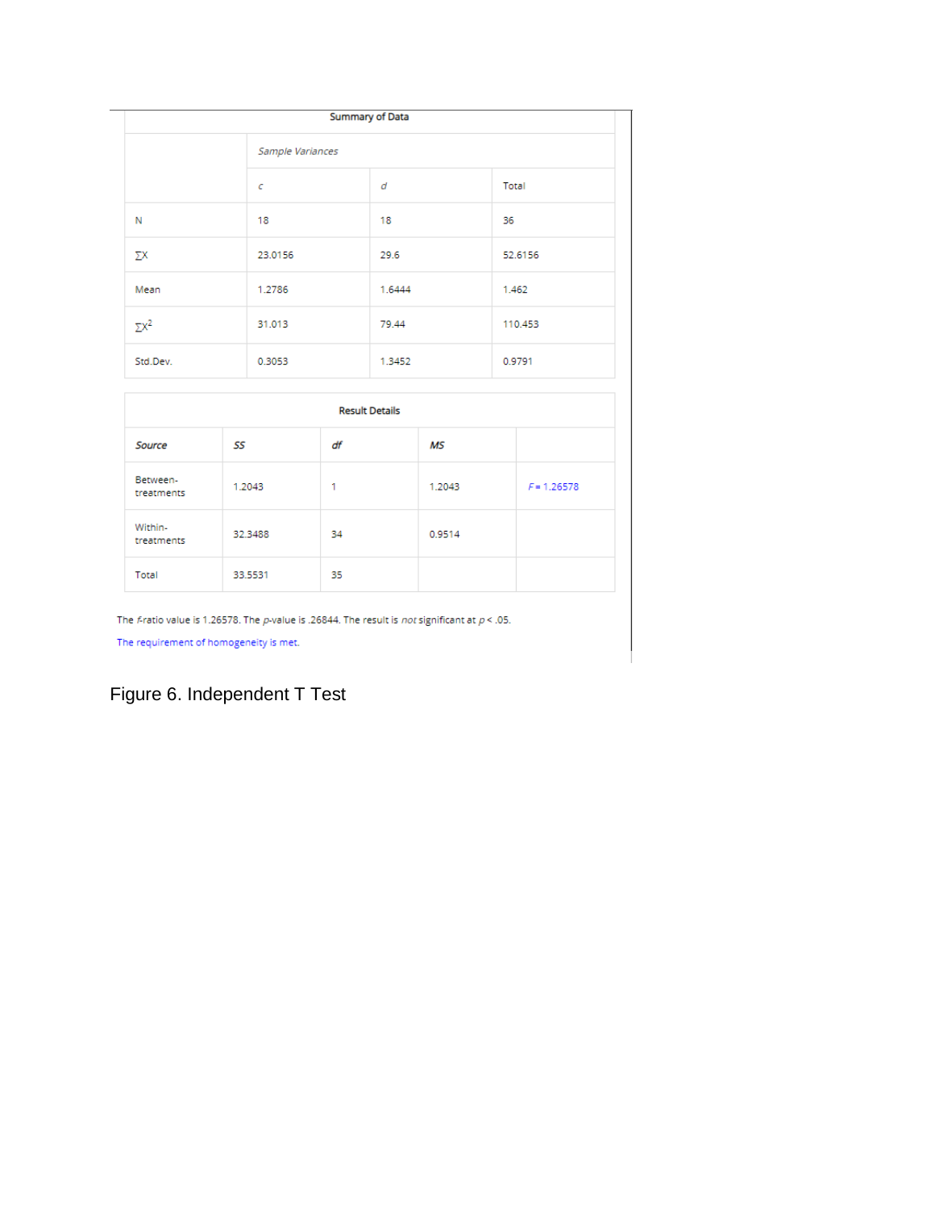| Summary of Data | | | |
| --- | --- | --- | --- |
| | *Sample Variances* | | |
| | *c* | *d* | Total |
| N | 18 | 18 | 36 |
| ∑X | 23.0156 | 29.6 | 52.6156 |
| Mean | 1.2786 | 1.6444 | 1.462 |
| $\sum X^2$ | 31.013 | 79.44 | 110.453 |
| Std.Dev. | 0.3053 | 1.3452 | 0.9791 |

| Result Details | | | | |
| --- | --- | --- | --- | --- |
| ***Source*** | ***SS*** | ***df*** | ***MS*** | |
| Between-treatments | 1.2043 | 1 | 1.2043 | *F* = 1.26578 |
| Within-treatments | 32.3488 | 34 | 0.9514 | |
| Total | 33.5531 | 35 | | |

The *f*-ratio value is 1.26578. The *p*-value is .26844. The result is *not* significant at $p < .05$.

The requirement of homogeneity is met.

Figure 6. Independent T Test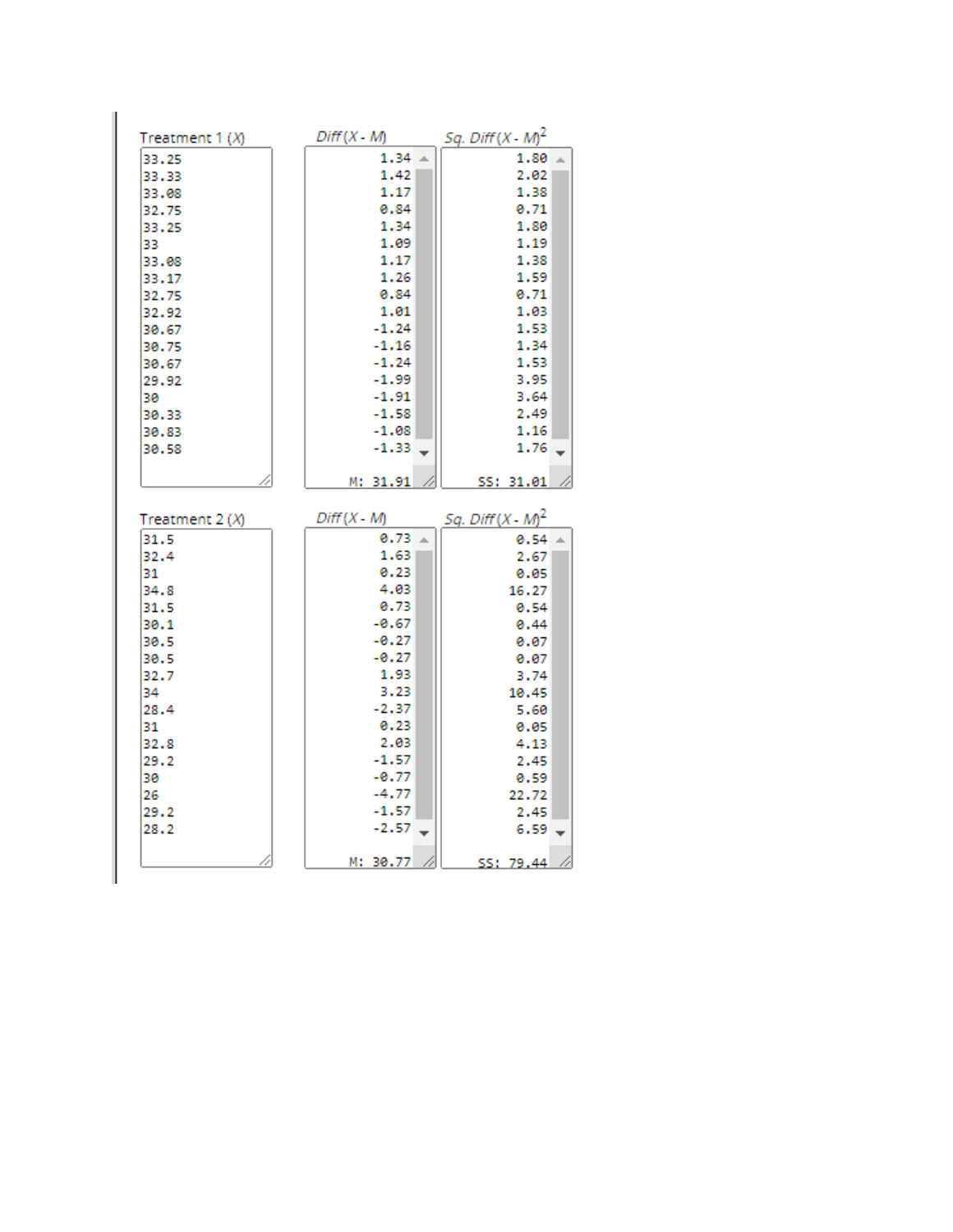| Treatment 1 ($X$) | Diff ($X - M$) | Sq. Diff ($X - M$)$^2$ |
|---|---|---|
| 33.25 | 1.34 | 1.80 |
| 33.33 | 1.42 | 2.02 |
| 33.08 | 1.17 | 1.38 |
| 32.75 | 0.84 | 0.71 |
| 33.25 | 1.34 | 1.80 |
| 33 | 1.09 | 1.19 |
| 33.08 | 1.17 | 1.38 |
| 33.17 | 1.26 | 1.59 |
| 32.75 | 0.84 | 0.71 |
| 32.92 | 1.01 | 1.03 |
| 30.67 | -1.24 | 1.53 |
| 30.75 | -1.16 | 1.34 |
| 30.67 | -1.24 | 1.53 |
| 29.92 | -1.99 | 3.95 |
| 30 | -1.91 | 3.64 |
| 30.33 | -1.58 | 2.49 |
| 30.83 | -1.08 | 1.16 |
| 30.58 | -1.33 | 1.76 |
| | M: 31.91 | SS: 31.01 |

| Treatment 2 ($X$) | Diff ($X - M$) | Sq. Diff ($X - M$)$^2$ |
|---|---|---|
| 31.5 | 0.73 | 0.54 |
| 32.4 | 1.63 | 2.67 |
| 31 | 0.23 | 0.05 |
| 34.8 | 4.03 | 16.27 |
| 31.5 | 0.73 | 0.54 |
| 30.1 | -0.67 | 0.44 |
| 30.5 | -0.27 | 0.07 |
| 30.5 | -0.27 | 0.07 |
| 32.7 | 1.93 | 3.74 |
| 34 | 3.23 | 10.45 |
| 28.4 | -2.37 | 5.60 |
| 31 | 0.23 | 0.05 |
| 32.8 | 2.03 | 4.13 |
| 29.2 | -1.57 | 2.45 |
| 30 | -0.77 | 0.59 |
| 26 | -4.77 | 22.72 |
| 29.2 | -1.57 | 2.45 |
| 28.2 | -2.57 | 6.59 |
| | M: 30.77 | SS: 79.44 |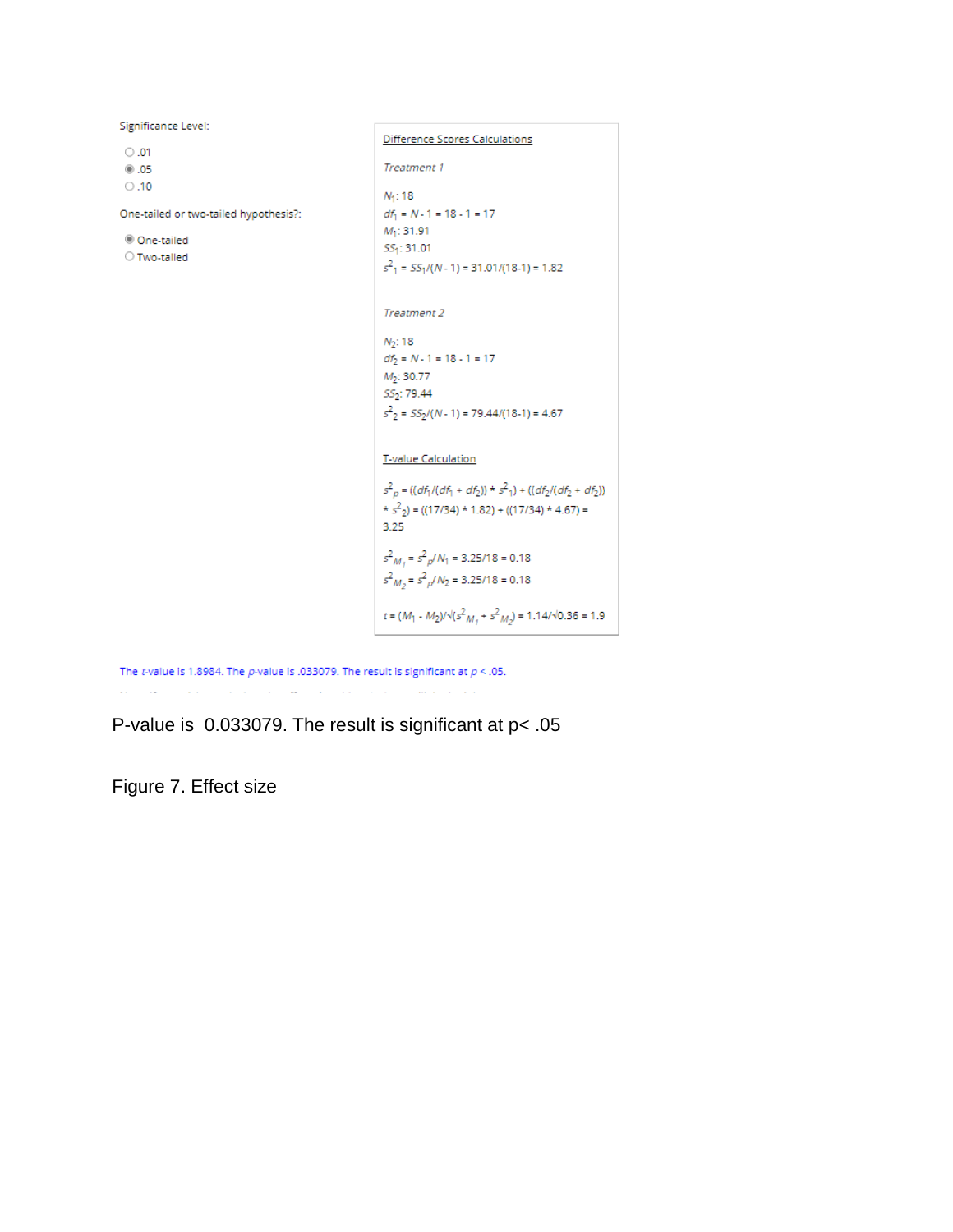Significance Level:

- ○ .01
- ◉ .05
- ○ .10

One-tailed or two-tailed hypothesis?:

- ◉ One-tailed
- ○ Two-tailed

Difference Scores Calculations

*Treatment 1*

$N_1$: 18
$df_1 = N - 1 = 18 - 1 = 17$
$M_1$: 31.91
$SS_1$: 31.01
$s^2_1 = SS_1/(N - 1) = 31.01/(18-1) = 1.82$

*Treatment 2*

$N_2$: 18
$df_2 = N - 1 = 18 - 1 = 17$
$M_2$: 30.77
$SS_2$: 79.44
$s^2_2 = SS_2/(N - 1) = 79.44/(18-1) = 4.67$

T-value Calculation

$s^2_p = ((df_1/(df_1 + df_2)) * s^2_1) + ((df_2/(df_2 + df_2)) * s^2_2) = ((17/34) * 1.82) + ((17/34) * 4.67) = 3.25$

$s^2_{M_1} = s^2_p/N_1 = 3.25/18 = 0.18$
$s^2_{M_2} = s^2_p/N_2 = 3.25/18 = 0.18$

$t = (M_1 - M_2)/\sqrt{(s^2_{M_1} + s^2_{M_2})} = 1.14/\sqrt{0.36} = 1.9$

The *t*-value is 1.8984. The *p*-value is .033079. The result is significant at $p < .05$.

P-value is 0.033079. The result is significant at p< .05

Figure 7. Effect size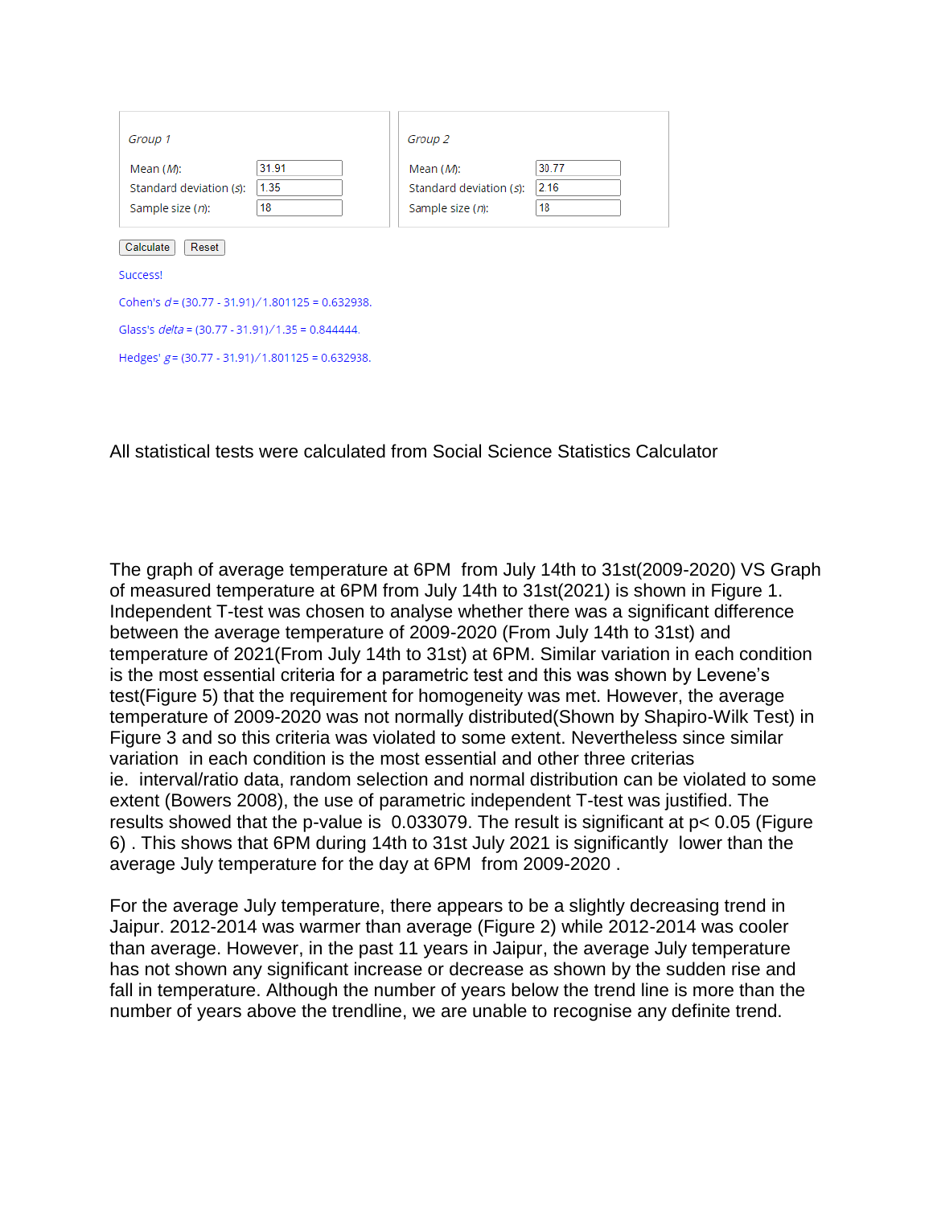Group 1

| | |
|---|---|
| Mean ($M$): | 31.91 |
| Standard deviation ($s$): | 1.35 |
| Sample size ($n$): | 18 |

Group 2

| | |
|---|---|
| Mean ($M$): | 30.77 |
| Standard deviation ($s$): | 2.16 |
| Sample size ($n$): | 18 |

Calculate Reset

Success!

Cohen's $d$ = (30.77 - 31.91)/1.801125 = 0.632938.

Glass's $delta$ = (30.77 - 31.91)/1.35 = 0.844444.

Hedges' $g$ = (30.77 - 31.91)/1.801125 = 0.632938.

All statistical tests were calculated from Social Science Statistics Calculator

The graph of average temperature at 6PM from July 14th to 31st(2009-2020) VS Graph of measured temperature at 6PM from July 14th to 31st(2021) is shown in Figure 1. Independent T-test was chosen to analyse whether there was a significant difference between the average temperature of 2009-2020 (From July 14th to 31st) and temperature of 2021(From July 14th to 31st) at 6PM. Similar variation in each condition is the most essential criteria for a parametric test and this was shown by Levene's test(Figure 5) that the requirement for homogeneity was met. However, the average temperature of 2009-2020 was not normally distributed(Shown by Shapiro-Wilk Test) in Figure 3 and so this criteria was violated to some extent. Nevertheless since similar variation in each condition is the most essential and other three criterias ie. interval/ratio data, random selection and normal distribution can be violated to some extent (Bowers 2008), the use of parametric independent T-test was justified. The results showed that the p-value is 0.033079. The result is significant at $p< 0.05$ (Figure 6) . This shows that 6PM during 14th to 31st July 2021 is significantly lower than the average July temperature for the day at 6PM from 2009-2020 .

For the average July temperature, there appears to be a slightly decreasing trend in Jaipur. 2012-2014 was warmer than average (Figure 2) while 2012-2014 was cooler than average. However, in the past 11 years in Jaipur, the average July temperature has not shown any significant increase or decrease as shown by the sudden rise and fall in temperature. Although the number of years below the trend line is more than the number of years above the trendline, we are unable to recognise any definite trend.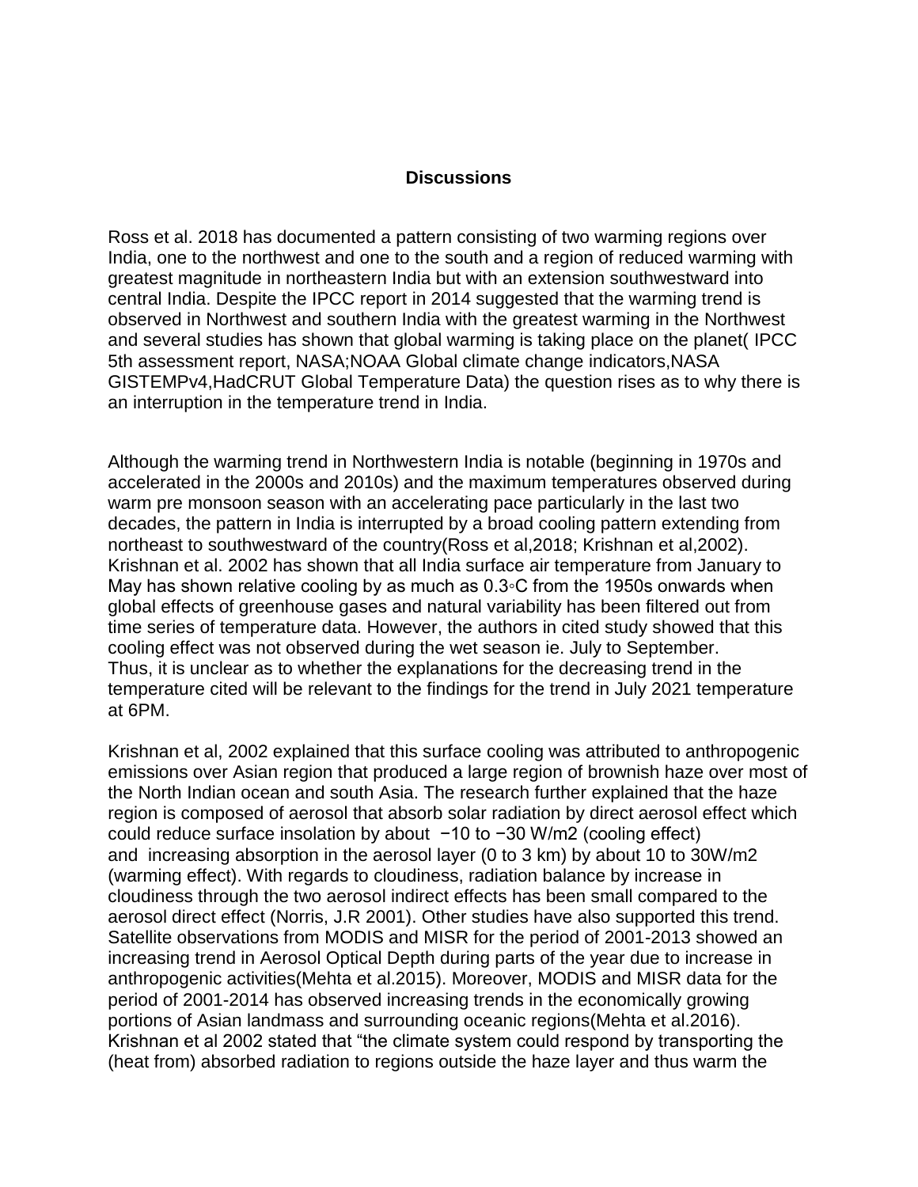## Discussions

Ross et al. 2018 has documented a pattern consisting of two warming regions over India, one to the northwest and one to the south and a region of reduced warming with greatest magnitude in northeastern India but with an extension southwestward into central India. Despite the IPCC report in 2014 suggested that the warming trend is observed in Northwest and southern India with the greatest warming in the Northwest and several studies has shown that global warming is taking place on the planet( IPCC 5th assessment report, NASA;NOAA Global climate change indicators,NASA GISTEMPv4,HadCRUT Global Temperature Data) the question rises as to why there is an interruption in the temperature trend in India.

Although the warming trend in Northwestern India is notable (beginning in 1970s and accelerated in the 2000s and 2010s) and the maximum temperatures observed during warm pre monsoon season with an accelerating pace particularly in the last two decades, the pattern in India is interrupted by a broad cooling pattern extending from northeast to southwestward of the country(Ross et al,2018; Krishnan et al,2002). Krishnan et al. 2002 has shown that all India surface air temperature from January to May has shown relative cooling by as much as 0.3◦C from the 1950s onwards when global effects of greenhouse gases and natural variability has been filtered out from time series of temperature data. However, the authors in cited study showed that this cooling effect was not observed during the wet season ie. July to September. Thus, it is unclear as to whether the explanations for the decreasing trend in the temperature cited will be relevant to the findings for the trend in July 2021 temperature at 6PM.

Krishnan et al, 2002 explained that this surface cooling was attributed to anthropogenic emissions over Asian region that produced a large region of brownish haze over most of the North Indian ocean and south Asia. The research further explained that the haze region is composed of aerosol that absorb solar radiation by direct aerosol effect which could reduce surface insolation by about −10 to −30 W/m2 (cooling effect) and increasing absorption in the aerosol layer (0 to 3 km) by about 10 to 30W/m2 (warming effect). With regards to cloudiness, radiation balance by increase in cloudiness through the two aerosol indirect effects has been small compared to the aerosol direct effect (Norris, J.R 2001). Other studies have also supported this trend. Satellite observations from MODIS and MISR for the period of 2001-2013 showed an increasing trend in Aerosol Optical Depth during parts of the year due to increase in anthropogenic activities(Mehta et al.2015). Moreover, MODIS and MISR data for the period of 2001-2014 has observed increasing trends in the economically growing portions of Asian landmass and surrounding oceanic regions(Mehta et al.2016). Krishnan et al 2002 stated that “the climate system could respond by transporting the (heat from) absorbed radiation to regions outside the haze layer and thus warm the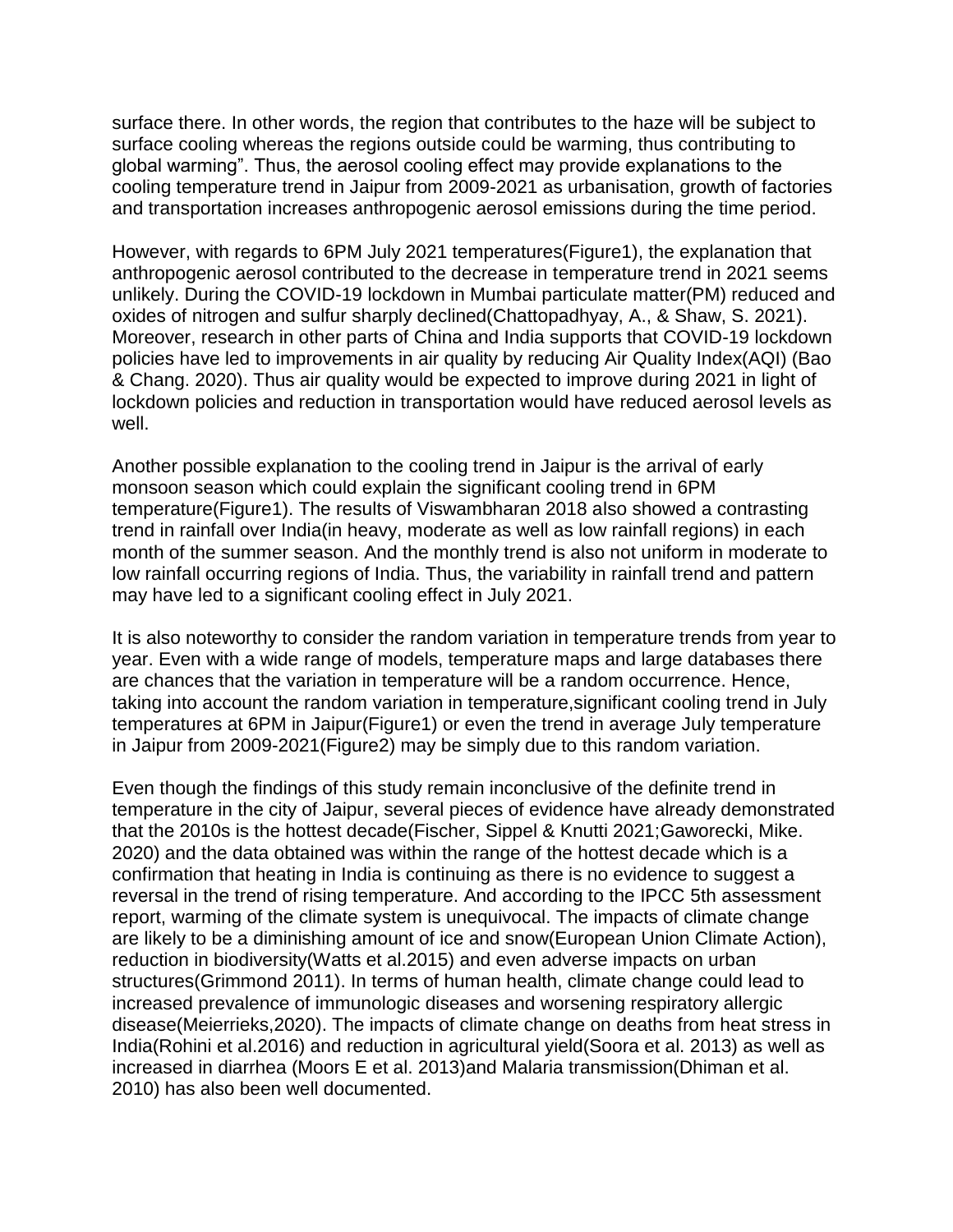surface there. In other words, the region that contributes to the haze will be subject to surface cooling whereas the regions outside could be warming, thus contributing to global warming". Thus, the aerosol cooling effect may provide explanations to the cooling temperature trend in Jaipur from 2009-2021 as urbanisation, growth of factories and transportation increases anthropogenic aerosol emissions during the time period.

However, with regards to 6PM July 2021 temperatures(Figure1), the explanation that anthropogenic aerosol contributed to the decrease in temperature trend in 2021 seems unlikely. During the COVID-19 lockdown in Mumbai particulate matter(PM) reduced and oxides of nitrogen and sulfur sharply declined(Chattopadhyay, A., & Shaw, S. 2021). Moreover, research in other parts of China and India supports that COVID-19 lockdown policies have led to improvements in air quality by reducing Air Quality Index(AQI) (Bao & Chang. 2020). Thus air quality would be expected to improve during 2021 in light of lockdown policies and reduction in transportation would have reduced aerosol levels as well.

Another possible explanation to the cooling trend in Jaipur is the arrival of early monsoon season which could explain the significant cooling trend in 6PM temperature(Figure1). The results of Viswambharan 2018 also showed a contrasting trend in rainfall over India(in heavy, moderate as well as low rainfall regions) in each month of the summer season. And the monthly trend is also not uniform in moderate to low rainfall occurring regions of India. Thus, the variability in rainfall trend and pattern may have led to a significant cooling effect in July 2021.

It is also noteworthy to consider the random variation in temperature trends from year to year. Even with a wide range of models, temperature maps and large databases there are chances that the variation in temperature will be a random occurrence. Hence, taking into account the random variation in temperature,significant cooling trend in July temperatures at 6PM in Jaipur(Figure1) or even the trend in average July temperature in Jaipur from 2009-2021(Figure2) may be simply due to this random variation.

Even though the findings of this study remain inconclusive of the definite trend in temperature in the city of Jaipur, several pieces of evidence have already demonstrated that the 2010s is the hottest decade(Fischer, Sippel & Knutti 2021;Gaworecki, Mike. 2020) and the data obtained was within the range of the hottest decade which is a confirmation that heating in India is continuing as there is no evidence to suggest a reversal in the trend of rising temperature. And according to the IPCC 5th assessment report, warming of the climate system is unequivocal. The impacts of climate change are likely to be a diminishing amount of ice and snow(European Union Climate Action), reduction in biodiversity(Watts et al.2015) and even adverse impacts on urban structures(Grimmond 2011). In terms of human health, climate change could lead to increased prevalence of immunologic diseases and worsening respiratory allergic disease(Meierrieks,2020). The impacts of climate change on deaths from heat stress in India(Rohini et al.2016) and reduction in agricultural yield(Soora et al. 2013) as well as increased in diarrhea (Moors E et al. 2013)and Malaria transmission(Dhiman et al. 2010) has also been well documented.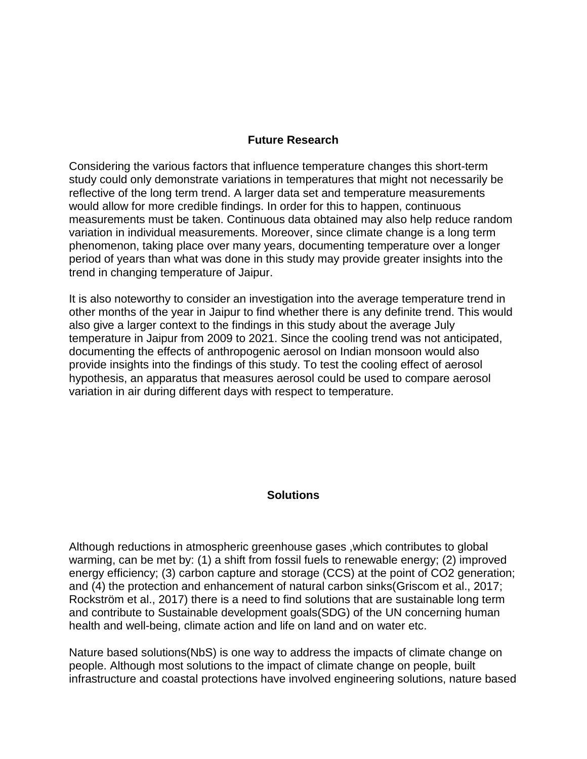## Future Research

Considering the various factors that influence temperature changes this short-term study could only demonstrate variations in temperatures that might not necessarily be reflective of the long term trend. A larger data set and temperature measurements would allow for more credible findings. In order for this to happen, continuous measurements must be taken. Continuous data obtained may also help reduce random variation in individual measurements. Moreover, since climate change is a long term phenomenon, taking place over many years, documenting temperature over a longer period of years than what was done in this study may provide greater insights into the trend in changing temperature of Jaipur.

It is also noteworthy to consider an investigation into the average temperature trend in other months of the year in Jaipur to find whether there is any definite trend. This would also give a larger context to the findings in this study about the average July temperature in Jaipur from 2009 to 2021. Since the cooling trend was not anticipated, documenting the effects of anthropogenic aerosol on Indian monsoon would also provide insights into the findings of this study. To test the cooling effect of aerosol hypothesis, an apparatus that measures aerosol could be used to compare aerosol variation in air during different days with respect to temperature.

## Solutions

Although reductions in atmospheric greenhouse gases ,which contributes to global warming, can be met by: (1) a shift from fossil fuels to renewable energy; (2) improved energy efficiency; (3) carbon capture and storage (CCS) at the point of $CO_2$ generation; and (4) the protection and enhancement of natural carbon sinks(Griscom et al., 2017; Rockström et al., 2017) there is a need to find solutions that are sustainable long term and contribute to Sustainable development goals(SDG) of the UN concerning human health and well-being, climate action and life on land and on water etc.

Nature based solutions(NbS) is one way to address the impacts of climate change on people. Although most solutions to the impact of climate change on people, built infrastructure and coastal protections have involved engineering solutions, nature based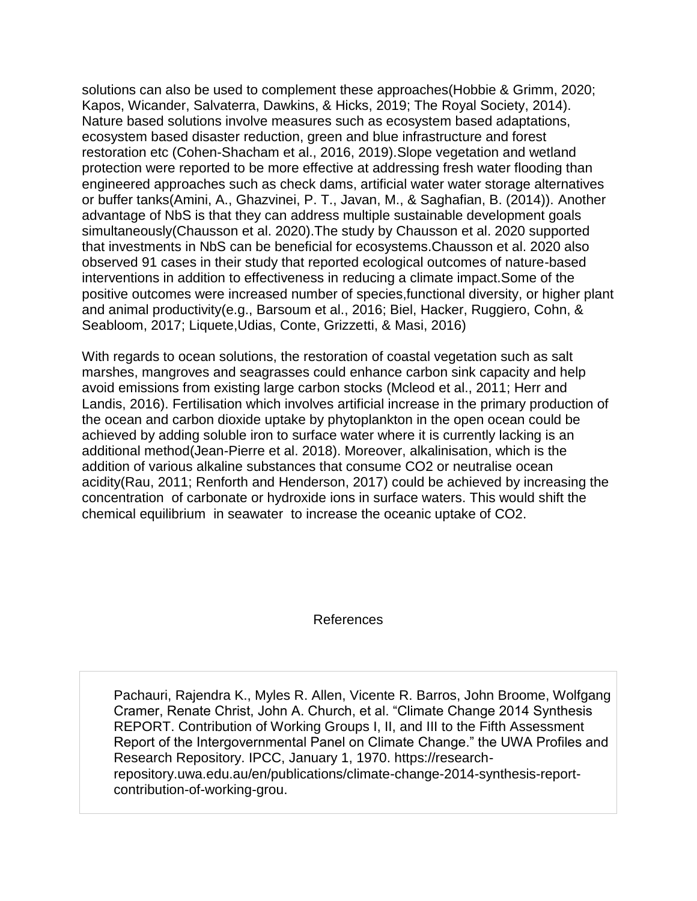solutions can also be used to complement these approaches(Hobbie & Grimm, 2020; Kapos, Wicander, Salvaterra, Dawkins, & Hicks, 2019; The Royal Society, 2014). Nature based solutions involve measures such as ecosystem based adaptations, ecosystem based disaster reduction, green and blue infrastructure and forest restoration etc (Cohen-Shacham et al., 2016, 2019).Slope vegetation and wetland protection were reported to be more effective at addressing fresh water flooding than engineered approaches such as check dams, artificial water water storage alternatives or buffer tanks(Amini, A., Ghazvinei, P. T., Javan, M., & Saghafian, B. (2014)). Another advantage of NbS is that they can address multiple sustainable development goals simultaneously(Chausson et al. 2020).The study by Chausson et al. 2020 supported that investments in NbS can be beneficial for ecosystems.Chausson et al. 2020 also observed 91 cases in their study that reported ecological outcomes of nature-based interventions in addition to effectiveness in reducing a climate impact.Some of the positive outcomes were increased number of species,functional diversity, or higher plant and animal productivity(e.g., Barsoum et al., 2016; Biel, Hacker, Ruggiero, Cohn, & Seabloom, 2017; Liquete,Udias, Conte, Grizzetti, & Masi, 2016)

With regards to ocean solutions, the restoration of coastal vegetation such as salt marshes, mangroves and seagrasses could enhance carbon sink capacity and help avoid emissions from existing large carbon stocks (Mcleod et al., 2011; Herr and Landis, 2016). Fertilisation which involves artificial increase in the primary production of the ocean and carbon dioxide uptake by phytoplankton in the open ocean could be achieved by adding soluble iron to surface water where it is currently lacking is an additional method(Jean-Pierre et al. 2018). Moreover, alkalinisation, which is the addition of various alkaline substances that consume $CO_2$ or neutralise ocean acidity(Rau, 2011; Renforth and Henderson, 2017) could be achieved by increasing the concentration of carbonate or hydroxide ions in surface waters. This would shift the chemical equilibrium in seawater to increase the oceanic uptake of $CO_2$.

References

Pachauri, Rajendra K., Myles R. Allen, Vicente R. Barros, John Broome, Wolfgang Cramer, Renate Christ, John A. Church, et al. "Climate Change 2014 Synthesis REPORT. Contribution of Working Groups I, II, and III to the Fifth Assessment Report of the Intergovernmental Panel on Climate Change." the UWA Profiles and Research Repository. IPCC, January 1, 1970. https://research-repository.uwa.edu.au/en/publications/climate-change-2014-synthesis-report-contribution-of-working-grou.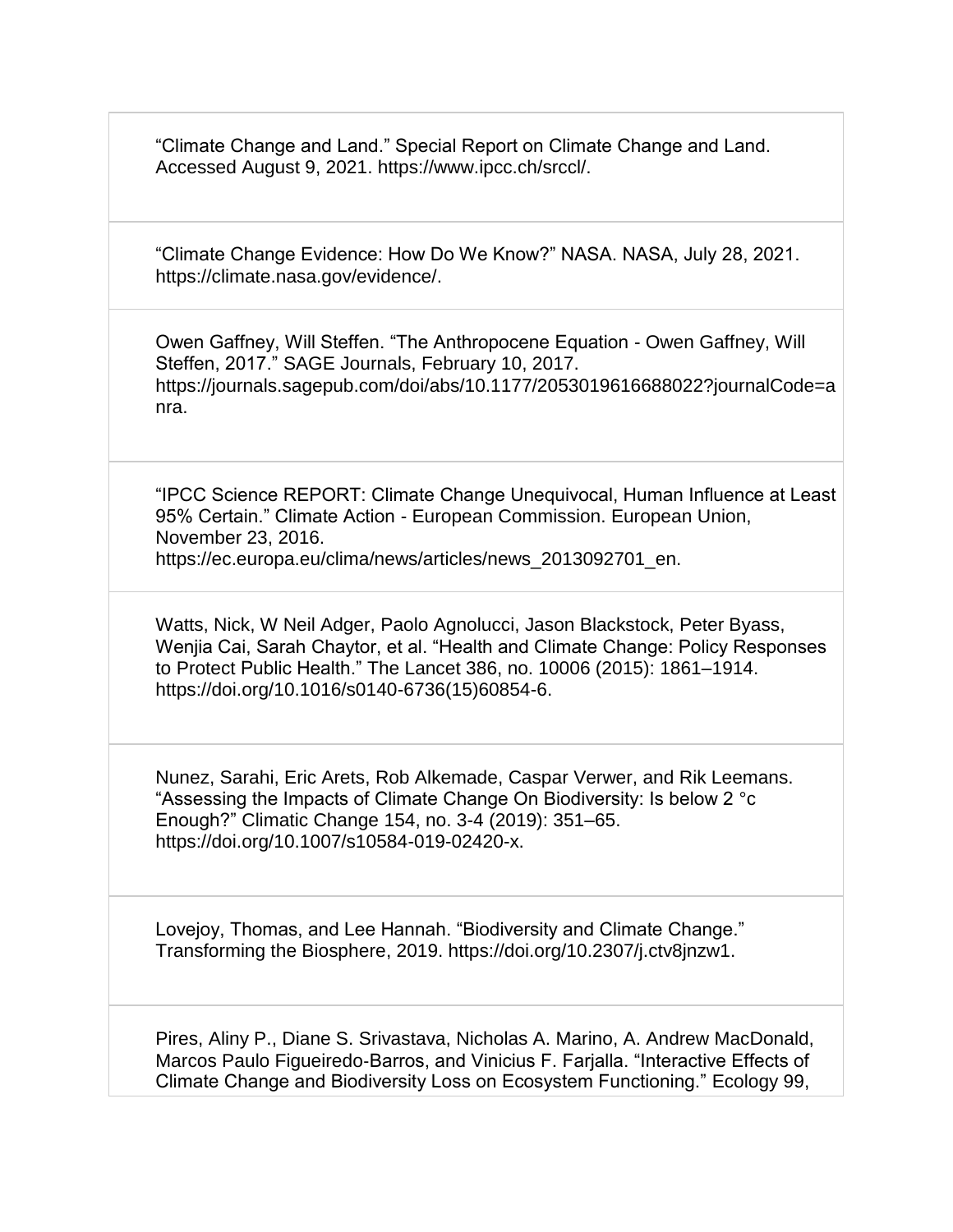“Climate Change and Land.” Special Report on Climate Change and Land. Accessed August 9, 2021. https://www.ipcc.ch/srccl/.

“Climate Change Evidence: How Do We Know?” NASA. NASA, July 28, 2021. https://climate.nasa.gov/evidence/.

Owen Gaffney, Will Steffen. “The Anthropocene Equation - Owen Gaffney, Will Steffen, 2017.” SAGE Journals, February 10, 2017. https://journals.sagepub.com/doi/abs/10.1177/2053019616688022?journalCode=anra.

“IPCC Science REPORT: Climate Change Unequivocal, Human Influence at Least 95% Certain.” Climate Action - European Commission. European Union, November 23, 2016. https://ec.europa.eu/clima/news/articles/news_2013092701_en.

Watts, Nick, W Neil Adger, Paolo Agnolucci, Jason Blackstock, Peter Byass, Wenjia Cai, Sarah Chaytor, et al. “Health and Climate Change: Policy Responses to Protect Public Health.” The Lancet 386, no. 10006 (2015): 1861–1914. https://doi.org/10.1016/s0140-6736(15)60854-6.

Nunez, Sarahi, Eric Arets, Rob Alkemade, Caspar Verwer, and Rik Leemans. “Assessing the Impacts of Climate Change On Biodiversity: Is below 2 °c Enough?” Climatic Change 154, no. 3-4 (2019): 351–65. https://doi.org/10.1007/s10584-019-02420-x.

Lovejoy, Thomas, and Lee Hannah. “Biodiversity and Climate Change.” Transforming the Biosphere, 2019. https://doi.org/10.2307/j.ctv8jnzw1.

Pires, Aliny P., Diane S. Srivastava, Nicholas A. Marino, A. Andrew MacDonald, Marcos Paulo Figueiredo-Barros, and Vinicius F. Farjalla. “Interactive Effects of Climate Change and Biodiversity Loss on Ecosystem Functioning.” Ecology 99,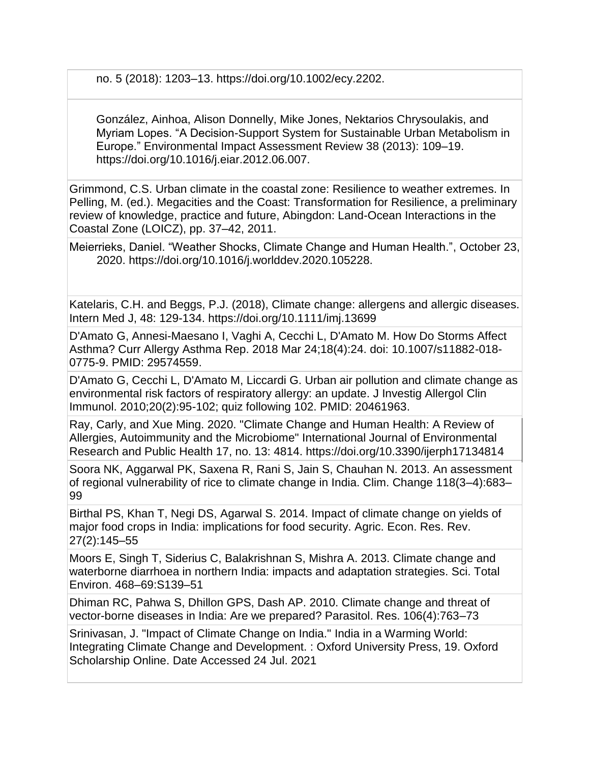no. 5 (2018): 1203–13. https://doi.org/10.1002/ecy.2202.

González, Ainhoa, Alison Donnelly, Mike Jones, Nektarios Chrysoulakis, and Myriam Lopes. "A Decision-Support System for Sustainable Urban Metabolism in Europe." Environmental Impact Assessment Review 38 (2013): 109–19. https://doi.org/10.1016/j.eiar.2012.06.007.

Grimmond, C.S. Urban climate in the coastal zone: Resilience to weather extremes. In Pelling, M. (ed.). Megacities and the Coast: Transformation for Resilience, a preliminary review of knowledge, practice and future, Abingdon: Land-Ocean Interactions in the Coastal Zone (LOICZ), pp. 37–42, 2011.

Meierrieks, Daniel. "Weather Shocks, Climate Change and Human Health.", October 23, 2020. https://doi.org/10.1016/j.worlddev.2020.105228.

Katelaris, C.H. and Beggs, P.J. (2018), Climate change: allergens and allergic diseases. Intern Med J, 48: 129-134. https://doi.org/10.1111/imj.13699

D'Amato G, Annesi-Maesano I, Vaghi A, Cecchi L, D'Amato M. How Do Storms Affect Asthma? Curr Allergy Asthma Rep. 2018 Mar 24;18(4):24. doi: 10.1007/s11882-018-0775-9. PMID: 29574559.

D'Amato G, Cecchi L, D'Amato M, Liccardi G. Urban air pollution and climate change as environmental risk factors of respiratory allergy: an update. J Investig Allergol Clin Immunol. 2010;20(2):95-102; quiz following 102. PMID: 20461963.

Ray, Carly, and Xue Ming. 2020. "Climate Change and Human Health: A Review of Allergies, Autoimmunity and the Microbiome" International Journal of Environmental Research and Public Health 17, no. 13: 4814. https://doi.org/10.3390/ijerph17134814

Soora NK, Aggarwal PK, Saxena R, Rani S, Jain S, Chauhan N. 2013. An assessment of regional vulnerability of rice to climate change in India. Clim. Change 118(3–4):683–99

Birthal PS, Khan T, Negi DS, Agarwal S. 2014. Impact of climate change on yields of major food crops in India: implications for food security. Agric. Econ. Res. Rev. 27(2):145–55

Moors E, Singh T, Siderius C, Balakrishnan S, Mishra A. 2013. Climate change and waterborne diarrhoea in northern India: impacts and adaptation strategies. Sci. Total Environ. 468–69:S139–51

Dhiman RC, Pahwa S, Dhillon GPS, Dash AP. 2010. Climate change and threat of vector-borne diseases in India: Are we prepared? Parasitol. Res. 106(4):763–73

Srinivasan, J. "Impact of Climate Change on India." India in a Warming World: Integrating Climate Change and Development. : Oxford University Press, 19. Oxford Scholarship Online. Date Accessed 24 Jul. 2021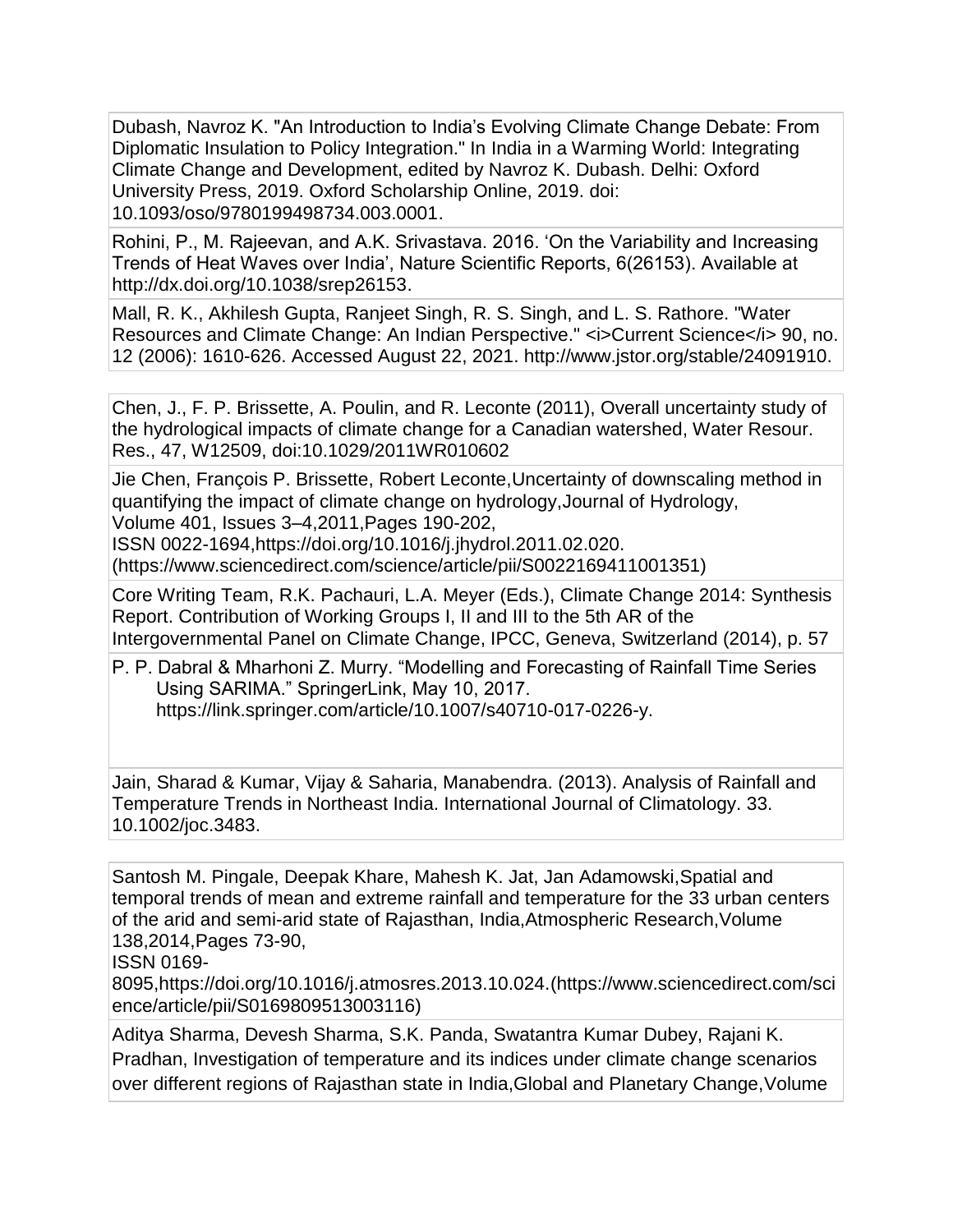Dubash, Navroz K. "An Introduction to India's Evolving Climate Change Debate: From Diplomatic Insulation to Policy Integration." In India in a Warming World: Integrating Climate Change and Development, edited by Navroz K. Dubash. Delhi: Oxford University Press, 2019. Oxford Scholarship Online, 2019. doi: 10.1093/oso/9780199498734.003.0001.

Rohini, P., M. Rajeevan, and A.K. Srivastava. 2016. 'On the Variability and Increasing Trends of Heat Waves over India', Nature Scientific Reports, 6(26153). Available at http://dx.doi.org/10.1038/srep26153.

Mall, R. K., Akhilesh Gupta, Ranjeet Singh, R. S. Singh, and L. S. Rathore. "Water Resources and Climate Change: An Indian Perspective." <i>Current Science</i> 90, no. 12 (2006): 1610-626. Accessed August 22, 2021. http://www.jstor.org/stable/24091910.

Chen, J., F. P. Brissette, A. Poulin, and R. Leconte (2011), Overall uncertainty study of the hydrological impacts of climate change for a Canadian watershed, Water Resour. Res., 47, W12509, doi:10.1029/2011WR010602

Jie Chen, François P. Brissette, Robert Leconte,Uncertainty of downscaling method in quantifying the impact of climate change on hydrology,Journal of Hydrology, Volume 401, Issues 3–4,2011,Pages 190-202, ISSN 0022-1694,https://doi.org/10.1016/j.jhydrol.2011.02.020. (https://www.sciencedirect.com/science/article/pii/S0022169411001351)

Core Writing Team, R.K. Pachauri, L.A. Meyer (Eds.), Climate Change 2014: Synthesis Report. Contribution of Working Groups I, II and III to the 5th AR of the Intergovernmental Panel on Climate Change, IPCC, Geneva, Switzerland (2014), p. 57

P. P. Dabral & Mharhoni Z. Murry. "Modelling and Forecasting of Rainfall Time Series Using SARIMA." SpringerLink, May 10, 2017. https://link.springer.com/article/10.1007/s40710-017-0226-y.

Jain, Sharad & Kumar, Vijay & Saharia, Manabendra. (2013). Analysis of Rainfall and Temperature Trends in Northeast India. International Journal of Climatology. 33. 10.1002/joc.3483.

Santosh M. Pingale, Deepak Khare, Mahesh K. Jat, Jan Adamowski,Spatial and temporal trends of mean and extreme rainfall and temperature for the 33 urban centers of the arid and semi-arid state of Rajasthan, India,Atmospheric Research,Volume 138,2014,Pages 73-90, ISSN 0169-8095,https://doi.org/10.1016/j.atmosres.2013.10.024.(https://www.sciencedirect.com/science/article/pii/S0169809513003116)

Aditya Sharma, Devesh Sharma, S.K. Panda, Swatantra Kumar Dubey, Rajani K. Pradhan, Investigation of temperature and its indices under climate change scenarios over different regions of Rajasthan state in India,Global and Planetary Change,Volume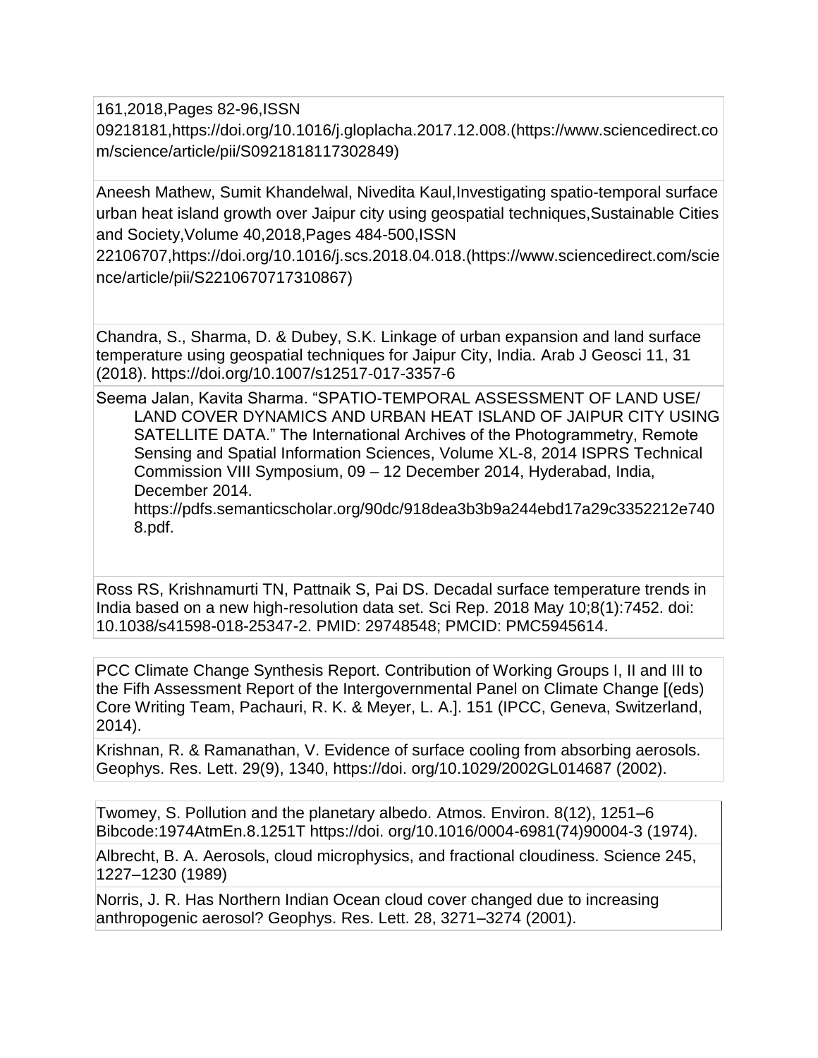161,2018,Pages 82-96,ISSN 09218181,https://doi.org/10.1016/j.gloplacha.2017.12.008.(https://www.sciencedirect.com/science/article/pii/S0921818117302849)

Aneesh Mathew, Sumit Khandelwal, Nivedita Kaul,Investigating spatio-temporal surface urban heat island growth over Jaipur city using geospatial techniques,Sustainable Cities and Society,Volume 40,2018,Pages 484-500,ISSN 22106707,https://doi.org/10.1016/j.scs.2018.04.018.(https://www.sciencedirect.com/science/article/pii/S2210670717310867)

Chandra, S., Sharma, D. & Dubey, S.K. Linkage of urban expansion and land surface temperature using geospatial techniques for Jaipur City, India. Arab J Geosci 11, 31 (2018). https://doi.org/10.1007/s12517-017-3357-6

Seema Jalan, Kavita Sharma. "SPATIO-TEMPORAL ASSESSMENT OF LAND USE/ LAND COVER DYNAMICS AND URBAN HEAT ISLAND OF JAIPUR CITY USING SATELLITE DATA." The International Archives of the Photogrammetry, Remote Sensing and Spatial Information Sciences, Volume XL-8, 2014 ISPRS Technical Commission VIII Symposium, 09 – 12 December 2014, Hyderabad, India, December 2014. https://pdfs.semanticscholar.org/90dc/918dea3b3b9a244ebd17a29c3352212e7408.pdf.

Ross RS, Krishnamurti TN, Pattnaik S, Pai DS. Decadal surface temperature trends in India based on a new high-resolution data set. Sci Rep. 2018 May 10;8(1):7452. doi: 10.1038/s41598-018-25347-2. PMID: 29748548; PMCID: PMC5945614.

PCC Climate Change Synthesis Report. Contribution of Working Groups I, II and III to the Fifh Assessment Report of the Intergovernmental Panel on Climate Change [(eds) Core Writing Team, Pachauri, R. K. & Meyer, L. A.]. 151 (IPCC, Geneva, Switzerland, 2014).

Krishnan, R. & Ramanathan, V. Evidence of surface cooling from absorbing aerosols. Geophys. Res. Lett. 29(9), 1340, https://doi. org/10.1029/2002GL014687 (2002).

Twomey, S. Pollution and the planetary albedo. Atmos. Environ. 8(12), 1251–6 Bibcode:1974AtmEn.8.1251T https://doi. org/10.1016/0004-6981(74)90004-3 (1974).

Albrecht, B. A. Aerosols, cloud microphysics, and fractional cloudiness. Science 245, 1227–1230 (1989)

Norris, J. R. Has Northern Indian Ocean cloud cover changed due to increasing anthropogenic aerosol? Geophys. Res. Lett. 28, 3271–3274 (2001).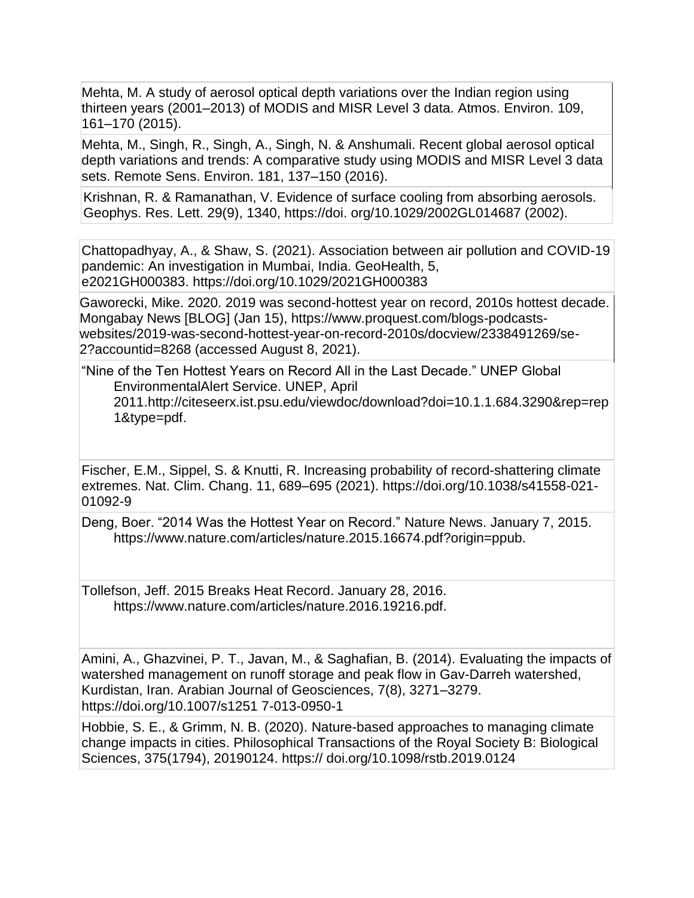Mehta, M. A study of aerosol optical depth variations over the Indian region using thirteen years (2001–2013) of MODIS and MISR Level 3 data. Atmos. Environ. 109, 161–170 (2015).

Mehta, M., Singh, R., Singh, A., Singh, N. & Anshumali. Recent global aerosol optical depth variations and trends: A comparative study using MODIS and MISR Level 3 data sets. Remote Sens. Environ. 181, 137–150 (2016).

Krishnan, R. & Ramanathan, V. Evidence of surface cooling from absorbing aerosols. Geophys. Res. Lett. 29(9), 1340, https://doi. org/10.1029/2002GL014687 (2002).

Chattopadhyay, A., & Shaw, S. (2021). Association between air pollution and COVID-19 pandemic: An investigation in Mumbai, India. GeoHealth, 5, e2021GH000383. https://doi.org/10.1029/2021GH000383

Gaworecki, Mike. 2020. 2019 was second-hottest year on record, 2010s hottest decade. Mongabay News [BLOG] (Jan 15), https://www.proquest.com/blogs-podcasts-websites/2019-was-second-hottest-year-on-record-2010s/docview/2338491269/se-2?accountid=8268 (accessed August 8, 2021).

"Nine of the Ten Hottest Years on Record All in the Last Decade." UNEP Global EnvironmentalAlert Service. UNEP, April 2011.http://citeseerx.ist.psu.edu/viewdoc/download?doi=10.1.1.684.3290&rep=rep1&type=pdf.

Fischer, E.M., Sippel, S. & Knutti, R. Increasing probability of record-shattering climate extremes. Nat. Clim. Chang. 11, 689–695 (2021). https://doi.org/10.1038/s41558-021-01092-9

Deng, Boer. "2014 Was the Hottest Year on Record." Nature News. January 7, 2015. https://www.nature.com/articles/nature.2015.16674.pdf?origin=ppub.

Tollefson, Jeff. 2015 Breaks Heat Record. January 28, 2016. https://www.nature.com/articles/nature.2016.19216.pdf.

Amini, A., Ghazvinei, P. T., Javan, M., & Saghafian, B. (2014). Evaluating the impacts of watershed management on runoff storage and peak flow in Gav-Darreh watershed, Kurdistan, Iran. Arabian Journal of Geosciences, 7(8), 3271–3279. https://doi.org/10.1007/s1251 7-013-0950-1

Hobbie, S. E., & Grimm, N. B. (2020). Nature-based approaches to managing climate change impacts in cities. Philosophical Transactions of the Royal Society B: Biological Sciences, 375(1794), 20190124. https:// doi.org/10.1098/rstb.2019.0124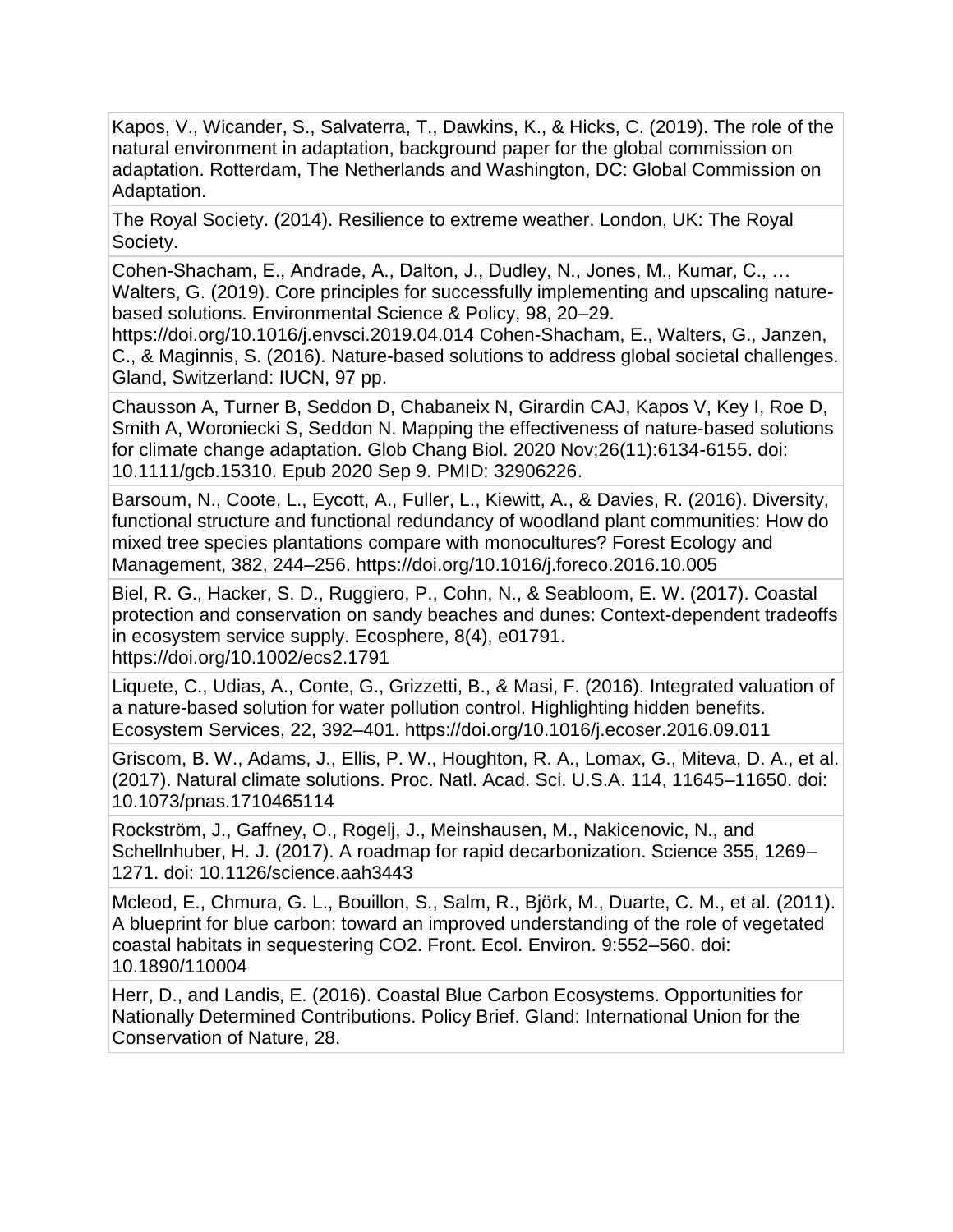Kapos, V., Wicander, S., Salvaterra, T., Dawkins, K., & Hicks, C. (2019). The role of the natural environment in adaptation, background paper for the global commission on adaptation. Rotterdam, The Netherlands and Washington, DC: Global Commission on Adaptation.

The Royal Society. (2014). Resilience to extreme weather. London, UK: The Royal Society.

Cohen-Shacham, E., Andrade, A., Dalton, J., Dudley, N., Jones, M., Kumar, C., … Walters, G. (2019). Core principles for successfully implementing and upscaling nature-based solutions. Environmental Science & Policy, 98, 20–29. https://doi.org/10.1016/j.envsci.2019.04.014 Cohen-Shacham, E., Walters, G., Janzen, C., & Maginnis, S. (2016). Nature-based solutions to address global societal challenges. Gland, Switzerland: IUCN, 97 pp.

Chausson A, Turner B, Seddon D, Chabaneix N, Girardin CAJ, Kapos V, Key I, Roe D, Smith A, Woroniecki S, Seddon N. Mapping the effectiveness of nature-based solutions for climate change adaptation. Glob Chang Biol. 2020 Nov;26(11):6134-6155. doi: 10.1111/gcb.15310. Epub 2020 Sep 9. PMID: 32906226.

Barsoum, N., Coote, L., Eycott, A., Fuller, L., Kiewitt, A., & Davies, R. (2016). Diversity, functional structure and functional redundancy of woodland plant communities: How do mixed tree species plantations compare with monocultures? Forest Ecology and Management, 382, 244–256. https://doi.org/10.1016/j.foreco.2016.10.005

Biel, R. G., Hacker, S. D., Ruggiero, P., Cohn, N., & Seabloom, E. W. (2017). Coastal protection and conservation on sandy beaches and dunes: Context-dependent tradeoffs in ecosystem service supply. Ecosphere, 8(4), e01791. https://doi.org/10.1002/ecs2.1791

Liquete, C., Udias, A., Conte, G., Grizzetti, B., & Masi, F. (2016). Integrated valuation of a nature-based solution for water pollution control. Highlighting hidden benefits. Ecosystem Services, 22, 392–401. https://doi.org/10.1016/j.ecoser.2016.09.011

Griscom, B. W., Adams, J., Ellis, P. W., Houghton, R. A., Lomax, G., Miteva, D. A., et al. (2017). Natural climate solutions. Proc. Natl. Acad. Sci. U.S.A. 114, 11645–11650. doi: 10.1073/pnas.1710465114

Rockström, J., Gaffney, O., Rogelj, J., Meinshausen, M., Nakicenovic, N., and Schellnhuber, H. J. (2017). A roadmap for rapid decarbonization. Science 355, 1269–1271. doi: 10.1126/science.aah3443

Mcleod, E., Chmura, G. L., Bouillon, S., Salm, R., Björk, M., Duarte, C. M., et al. (2011). A blueprint for blue carbon: toward an improved understanding of the role of vegetated coastal habitats in sequestering CO2. Front. Ecol. Environ. 9:552–560. doi: 10.1890/110004

Herr, D., and Landis, E. (2016). Coastal Blue Carbon Ecosystems. Opportunities for Nationally Determined Contributions. Policy Brief. Gland: International Union for the Conservation of Nature, 28.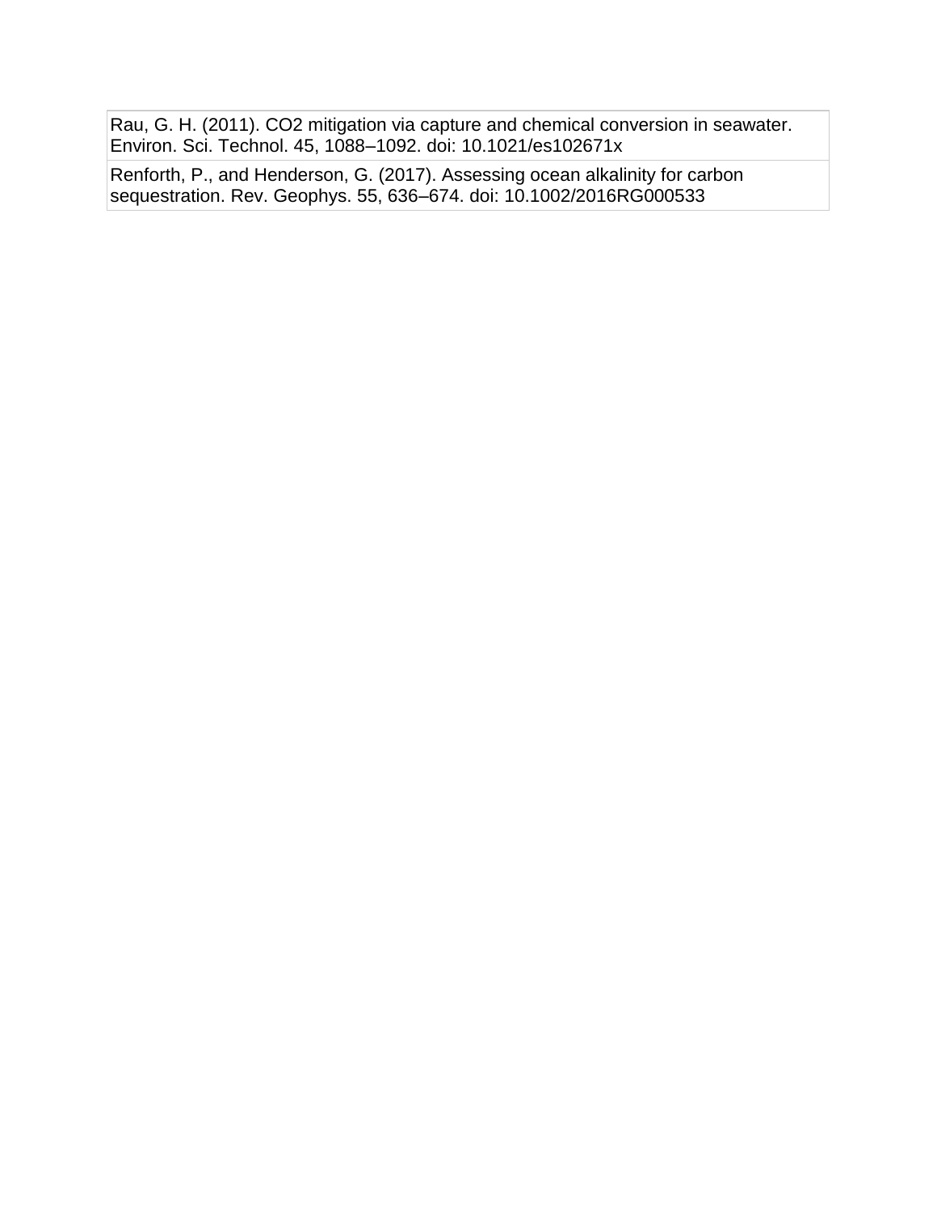| |
|---|
| Rau, G. H. (2011). $CO_2$ mitigation via capture and chemical conversion in seawater. Environ. Sci. Technol. 45, 1088–1092. doi: 10.1021/es102671x |
| Renforth, P., and Henderson, G. (2017). Assessing ocean alkalinity for carbon sequestration. Rev. Geophys. 55, 636–674. doi: 10.1002/2016RG000533 |